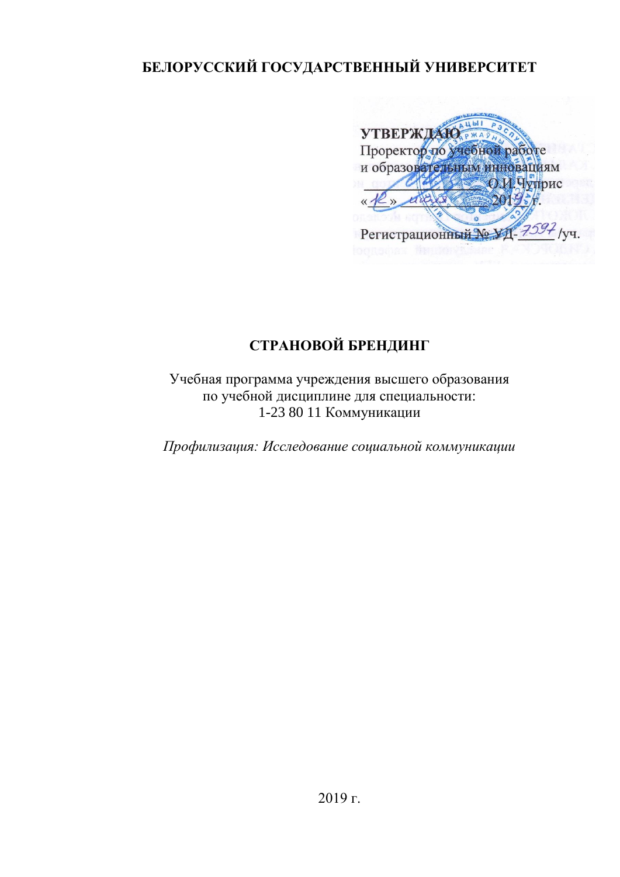**БЕЛОРУССКИЙ ГОСУДАРСТВЕННЫЙ УНИВЕРСИТЕТ**

**УТВЕРЖДАЮ**
Проректор по учебной работе
и образовательным инновациям
_________________ О.И.Чуприс
«12» ________ 2019 г.

Регистрационный № УД-7597 /уч.

# СТРАНОВОЙ БРЕНДИНГ

Учебная программа учреждения высшего образования
по учебной дисциплине для специальности:
1-23 80 11 Коммуникации

*Профилизация: Исследование социальной коммуникации*

2019 г.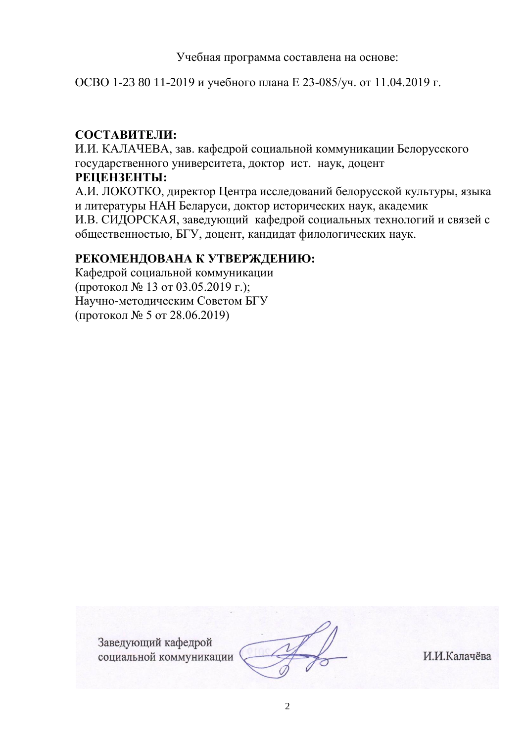Учебная программа составлена на основе:

ОСВО 1-23 80 11-2019 и учебного плана Е 23-085/уч. от 11.04.2019 г.

**СОСТАВИТЕЛИ:**

И.И. КАЛАЧЕВА, зав. кафедрой социальной коммуникации Белорусского государственного университета, доктор ист. наук, доцент

**РЕЦЕНЗЕНТЫ:**

А.И. ЛОКОТКО, директор Центра исследований белорусской культуры, языка и литературы НАН Беларуси, доктор исторических наук, академик

И.В. СИДОРСКАЯ, заведующий кафедрой социальных технологий и связей с общественностью, БГУ, доцент, кандидат филологических наук.

**РЕКОМЕНДОВАНА К УТВЕРЖДЕНИЮ:**

Кафедрой социальной коммуникации
(протокол № 13 от 03.05.2019 г.);
Научно-методическим Советом БГУ
(протокол № 5 от 28.06.2019)

Заведующий кафедрой
социальной коммуникации И.И.Калачёва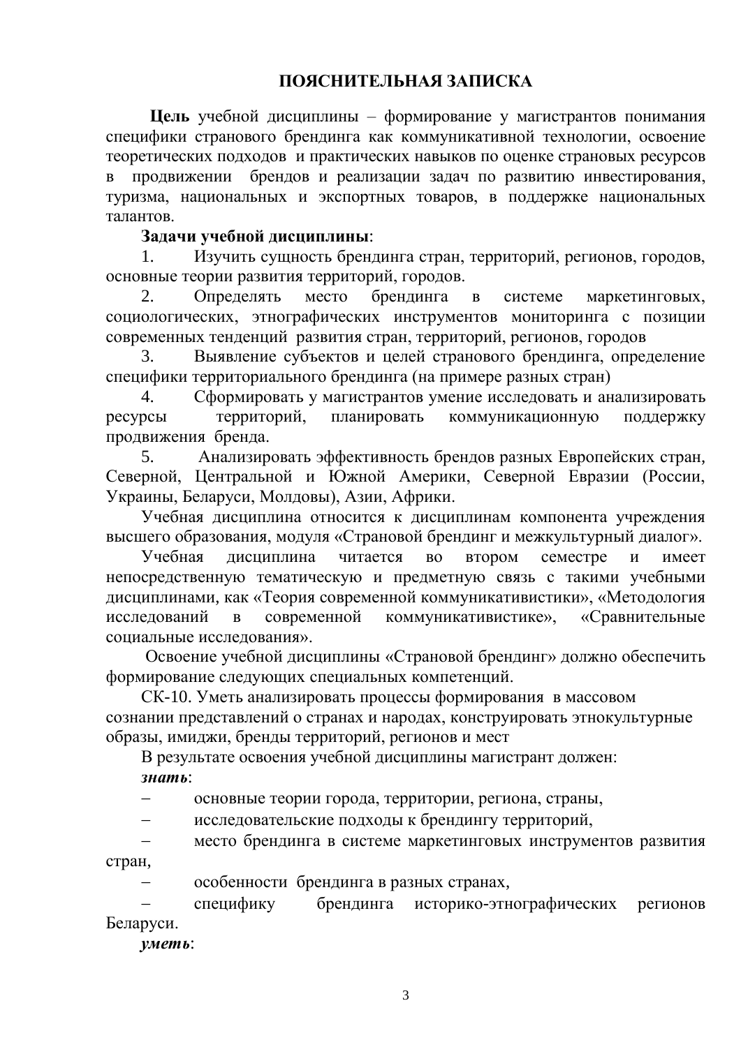## ПОЯСНИТЕЛЬНАЯ ЗАПИСКА

**Цель** учебной дисциплины – формирование у магистрантов понимания специфики странового брендинга как коммуникативной технологии, освоение теоретических подходов и практических навыков по оценке страновых ресурсов в продвижении брендов и реализации задач по развитию инвестирования, туризма, национальных и экспортных товаров, в поддержке национальных талантов.

**Задачи учебной дисциплины**:

1. Изучить сущность брендинга стран, территорий, регионов, городов, основные теории развития территорий, городов.
2. Определять место брендинга в системе маркетинговых, социологических, этнографических инструментов мониторинга с позиции современных тенденций развития стран, территорий, регионов, городов
3. Выявление субъектов и целей странового брендинга, определение специфики территориального брендинга (на примере разных стран)
4. Сформировать у магистрантов умение исследовать и анализировать ресурсы территорий, планировать коммуникационную поддержку продвижения бренда.
5. Анализировать эффективность брендов разных Европейских стран, Северной, Центральной и Южной Америки, Северной Евразии (России, Украины, Беларуси, Молдовы), Азии, Африки.

Учебная дисциплина относится к дисциплинам компонента учреждения высшего образования, модуля «Страновой брендинг и межкультурный диалог».

Учебная дисциплина читается во втором семестре и имеет непосредственную тематическую и предметную связь с такими учебными дисциплинами, как «Теория современной коммуникативистики», «Методология исследований в современной коммуникативистике», «Сравнительные социальные исследования».

Освоение учебной дисциплины «Страновой брендинг» должно обеспечить формирование следующих специальных компетенций.

СК-10. Уметь анализировать процессы формирования в массовом сознании представлений о странах и народах, конструировать этнокультурные образы, имиджи, бренды территорий, регионов и мест

В результате освоения учебной дисциплины магистрант должен:

***знать***:

- основные теории города, территории, региона, страны,
- исследовательские подходы к брендингу территорий,
- место брендинга в системе маркетинговых инструментов развития стран,
- особенности брендинга в разных странах,
- специфику брендинга историко-этнографических регионов Беларуси.

***уметь***: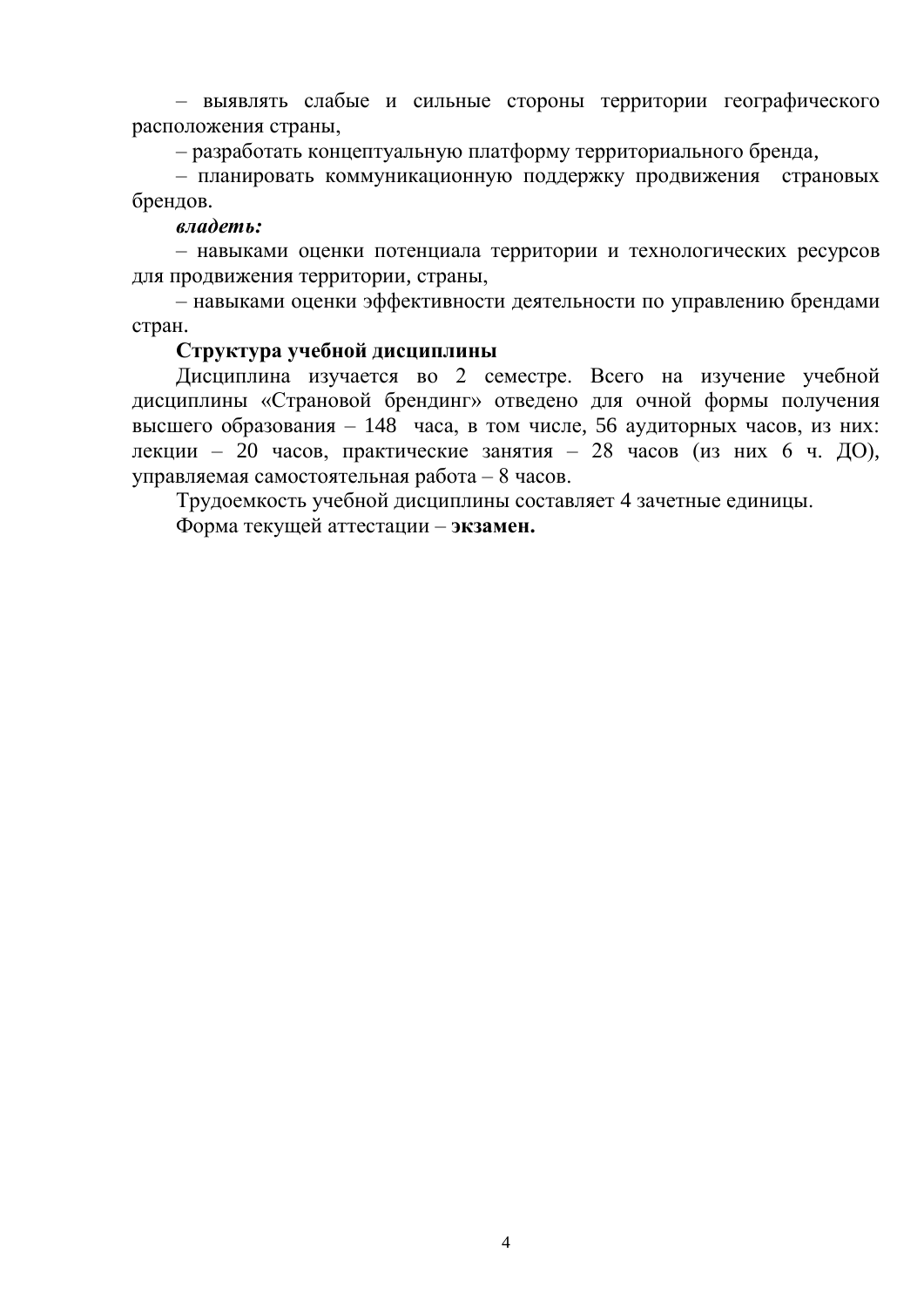– выявлять слабые и сильные стороны территории географического расположения страны,

– разработать концептуальную платформу территориального бренда,

– планировать коммуникационную поддержку продвижения страновых брендов.

***владеть:***

– навыками оценки потенциала территории и технологических ресурсов для продвижения территории, страны,

– навыками оценки эффективности деятельности по управлению брендами стран.

**Структура учебной дисциплины**

Дисциплина изучается во 2 семестре. Всего на изучение учебной дисциплины «Страновой брендинг» отведено для очной формы получения высшего образования – 148 часа, в том числе, 56 аудиторных часов, из них: лекции – 20 часов, практические занятия – 28 часов (из них 6 ч. ДО), управляемая самостоятельная работа – 8 часов.

Трудоемкость учебной дисциплины составляет 4 зачетные единицы.

Форма текущей аттестации – **экзамен.**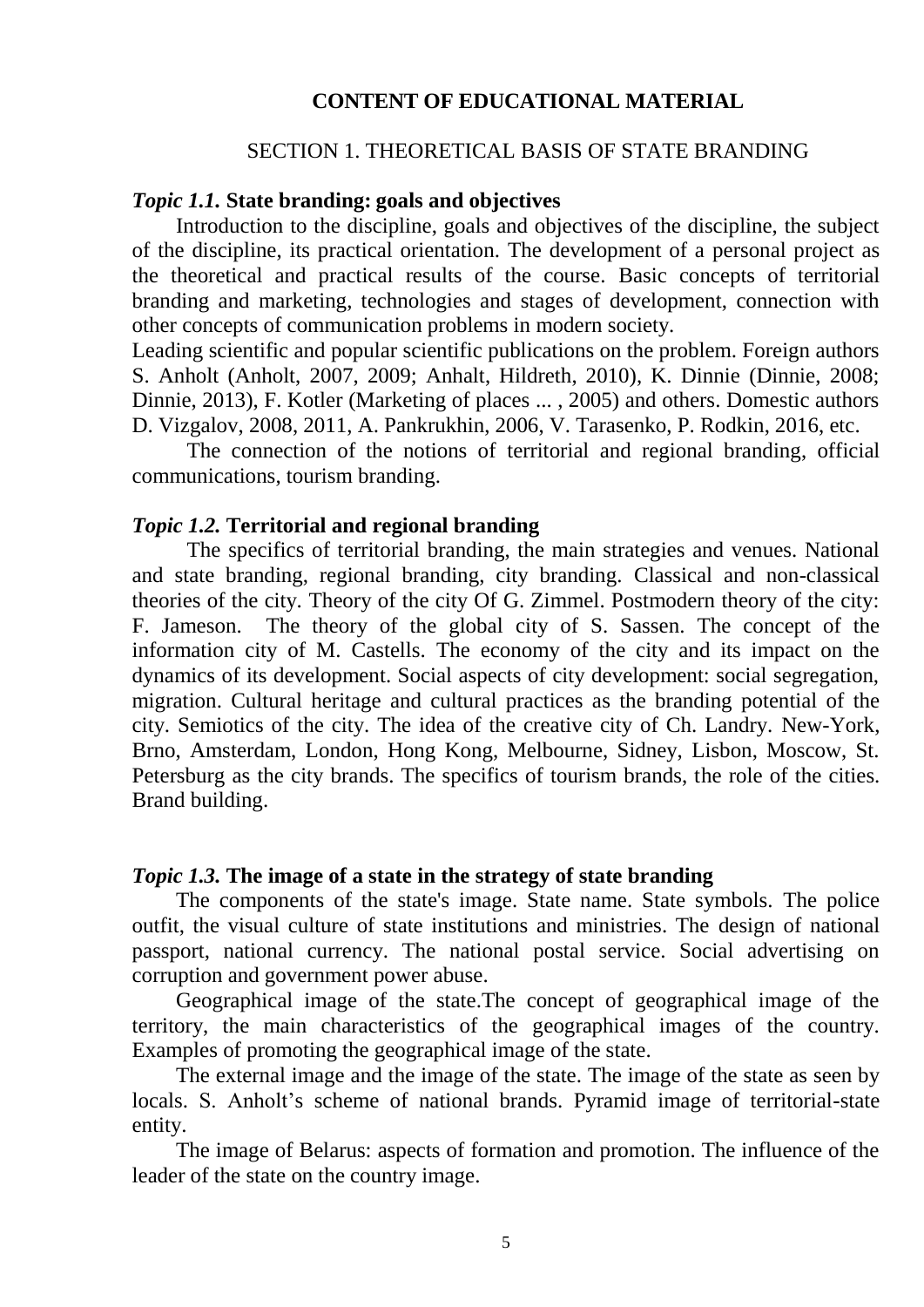# CONTENT OF EDUCATIONAL MATERIAL

## SECTION 1. THEORETICAL BASIS OF STATE BRANDING

### *Topic 1.1.* State branding: goals and objectives

Introduction to the discipline, goals and objectives of the discipline, the subject of the discipline, its practical orientation. The development of a personal project as the theoretical and practical results of the course. Basic concepts of territorial branding and marketing, technologies and stages of development, connection with other concepts of communication problems in modern society.

Leading scientific and popular scientific publications on the problem. Foreign authors S. Anholt (Anholt, 2007, 2009; Anhalt, Hildreth, 2010), K. Dinnie (Dinnie, 2008; Dinnie, 2013), F. Kotler (Marketing of places ... , 2005) and others. Domestic authors D. Vizgalov, 2008, 2011, A. Pankrukhin, 2006, V. Tarasenko, P. Rodkin, 2016, etc.

The connection of the notions of territorial and regional branding, official communications, tourism branding.

### *Topic 1.2.* Territorial and regional branding

The specifics of territorial branding, the main strategies and venues. National and state branding, regional branding, city branding. Classical and non-classical theories of the city. Theory of the city Of G. Zimmel. Postmodern theory of the city: F. Jameson. The theory of the global city of S. Sassen. The concept of the information city of M. Castells. The economy of the city and its impact on the dynamics of its development. Social aspects of city development: social segregation, migration. Cultural heritage and cultural practices as the branding potential of the city. Semiotics of the city. The idea of the creative city of Ch. Landry. New-York, Brno, Amsterdam, London, Hong Kong, Melbourne, Sidney, Lisbon, Moscow, St. Petersburg as the city brands. The specifics of tourism brands, the role of the cities. Brand building.

### *Topic 1.3.* The image of a state in the strategy of state branding

The components of the state's image. State name. State symbols. The police outfit, the visual culture of state institutions and ministries. The design of national passport, national currency. The national postal service. Social advertising on corruption and government power abuse.

Geographical image of the state.The concept of geographical image of the territory, the main characteristics of the geographical images of the country. Examples of promoting the geographical image of the state.

The external image and the image of the state. The image of the state as seen by locals. S. Anholt's scheme of national brands. Pyramid image of territorial-state entity.

The image of Belarus: aspects of formation and promotion. The influence of the leader of the state on the country image.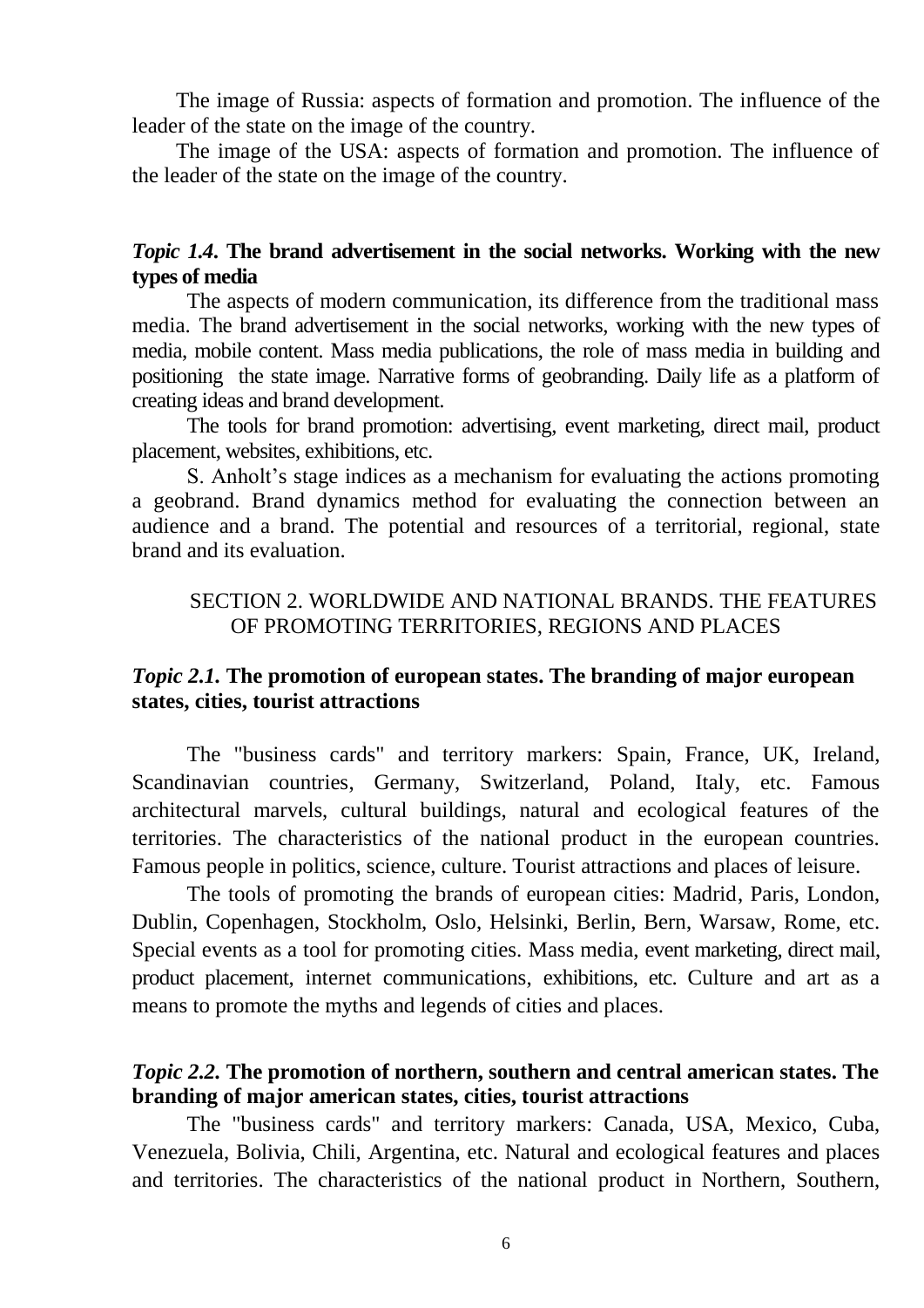The image of Russia: aspects of formation and promotion. The influence of the leader of the state on the image of the country.

The image of the USA: aspects of formation and promotion. The influence of the leader of the state on the image of the country.

***Topic 1.4.* The brand advertisement in the social networks. Working with the new types of media**

The aspects of modern communication, its difference from the traditional mass media. The brand advertisement in the social networks, working with the new types of media, mobile content. Mass media publications, the role of mass media in building and positioning the state image. Narrative forms of geobranding. Daily life as a platform of creating ideas and brand development.

The tools for brand promotion: advertising, event marketing, direct mail, product placement, websites, exhibitions, etc.

S. Anholt's stage indices as a mechanism for evaluating the actions promoting a geobrand. Brand dynamics method for evaluating the connection between an audience and a brand. The potential and resources of a territorial, regional, state brand and its evaluation.

## SECTION 2. WORLDWIDE AND NATIONAL BRANDS. THE FEATURES OF PROMOTING TERRITORIES, REGIONS AND PLACES

***Topic 2.1.* The promotion of european states. The branding of major european states, cities, tourist attractions**

The "business cards" and territory markers: Spain, France, UK, Ireland, Scandinavian countries, Germany, Switzerland, Poland, Italy, etc. Famous architectural marvels, cultural buildings, natural and ecological features of the territories. The characteristics of the national product in the european countries. Famous people in politics, science, culture. Tourist attractions and places of leisure.

The tools of promoting the brands of european cities: Madrid, Paris, London, Dublin, Copenhagen, Stockholm, Oslo, Helsinki, Berlin, Bern, Warsaw, Rome, etc. Special events as a tool for promoting cities. Mass media, event marketing, direct mail, product placement, internet communications, exhibitions, etc. Culture and art as a means to promote the myths and legends of cities and places.

***Topic 2.2.* The promotion of northern, southern and central american states. The branding of major american states, cities, tourist attractions**

The "business cards" and territory markers: Canada, USA, Mexico, Cuba, Venezuela, Bolivia, Chili, Argentina, etc. Natural and ecological features and places and territories. The characteristics of the national product in Northern, Southern,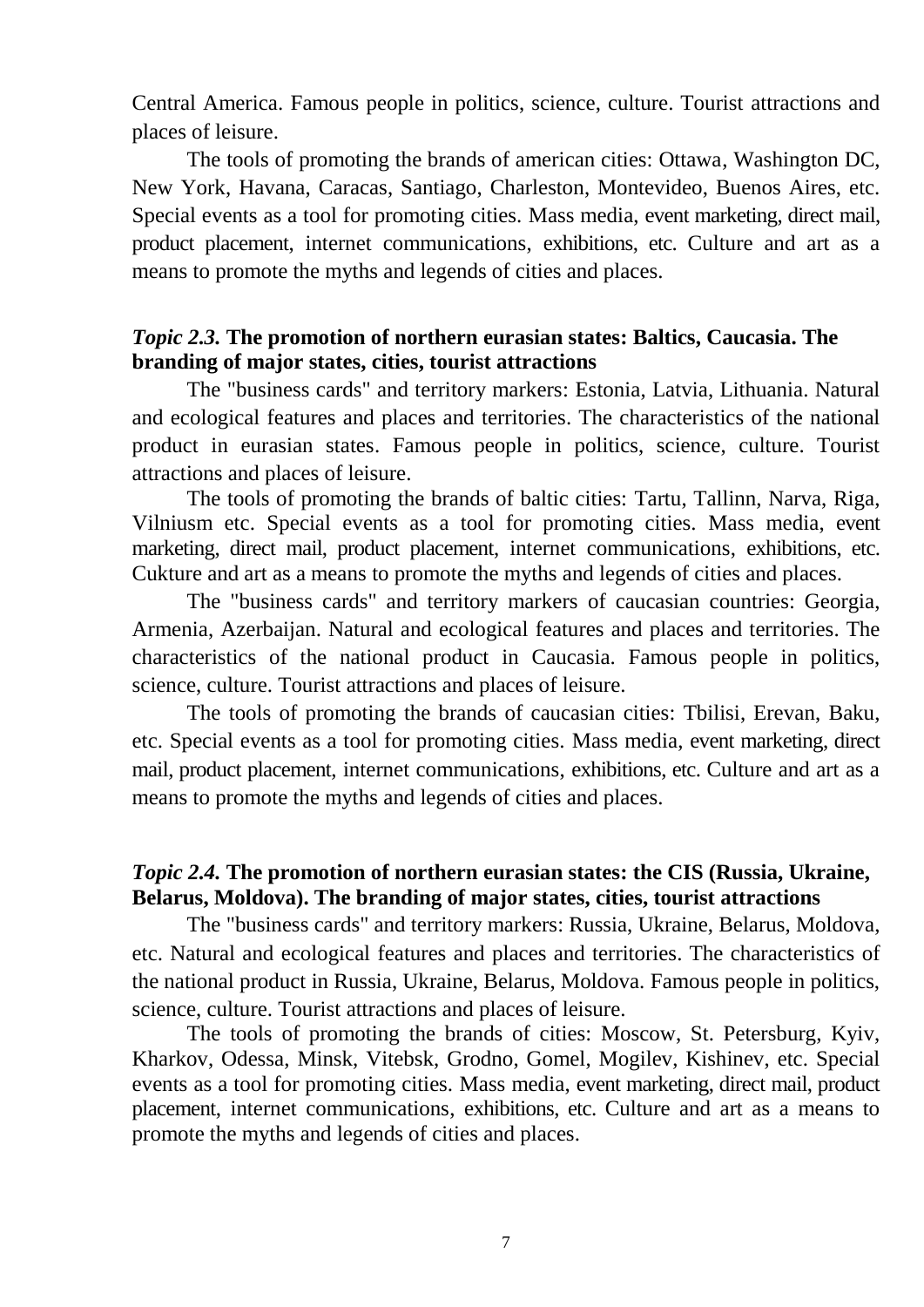Central America. Famous people in politics, science, culture. Tourist attractions and places of leisure.

The tools of promoting the brands of american cities: Ottawa, Washington DC, New York, Havana, Caracas, Santiago, Charleston, Montevideo, Buenos Aires, etc. Special events as a tool for promoting cities. Mass media, event marketing, direct mail, product placement, internet communications, exhibitions, etc. Culture and art as a means to promote the myths and legends of cities and places.

### *Topic 2.3.* The promotion of northern eurasian states: Baltics, Caucasia. The branding of major states, cities, tourist attractions

The "business cards" and territory markers: Estonia, Latvia, Lithuania. Natural and ecological features and places and territories. The characteristics of the national product in eurasian states. Famous people in politics, science, culture. Tourist attractions and places of leisure.

The tools of promoting the brands of baltic cities: Tartu, Tallinn, Narva, Riga, Vilniusm etc. Special events as a tool for promoting cities. Mass media, event marketing, direct mail, product placement, internet communications, exhibitions, etc. Cukture and art as a means to promote the myths and legends of cities and places.

The "business cards" and territory markers of caucasian countries: Georgia, Armenia, Azerbaijan. Natural and ecological features and places and territories. The characteristics of the national product in Caucasia. Famous people in politics, science, culture. Tourist attractions and places of leisure.

The tools of promoting the brands of caucasian cities: Tbilisi, Erevan, Baku, etc. Special events as a tool for promoting cities. Mass media, event marketing, direct mail, product placement, internet communications, exhibitions, etc. Culture and art as a means to promote the myths and legends of cities and places.

### *Topic 2.4.* The promotion of northern eurasian states: the CIS (Russia, Ukraine, Belarus, Moldova). The branding of major states, cities, tourist attractions

The "business cards" and territory markers: Russia, Ukraine, Belarus, Moldova, etc. Natural and ecological features and places and territories. The characteristics of the national product in Russia, Ukraine, Belarus, Moldova. Famous people in politics, science, culture. Tourist attractions and places of leisure.

The tools of promoting the brands of cities: Moscow, St. Petersburg, Kyiv, Kharkov, Odessa, Minsk, Vitebsk, Grodno, Gomel, Mogilev, Kishinev, etc. Special events as a tool for promoting cities. Mass media, event marketing, direct mail, product placement, internet communications, exhibitions, etc. Culture and art as a means to promote the myths and legends of cities and places.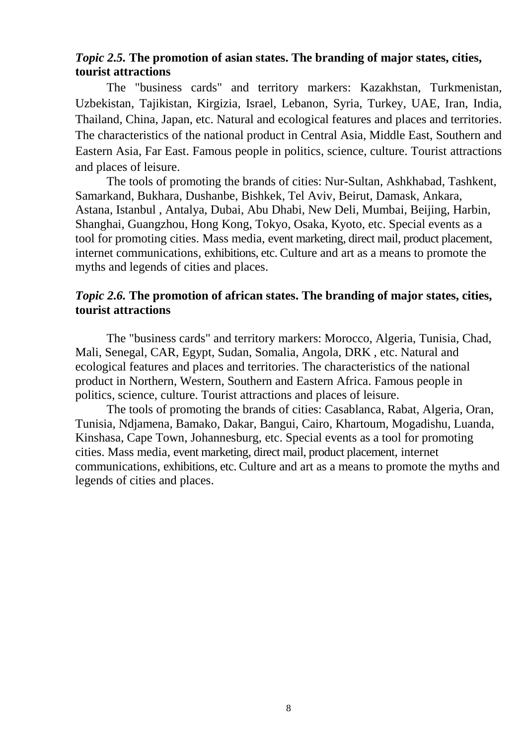### *Topic 2.5.* **The promotion of asian states. The branding of major states, cities, tourist attractions**

The "business cards" and territory markers: Kazakhstan, Turkmenistan, Uzbekistan, Tajikistan, Kirgizia, Israel, Lebanon, Syria, Turkey, UAE, Iran, India, Thailand, China, Japan, etc. Natural and ecological features and places and territories. The characteristics of the national product in Central Asia, Middle East, Southern and Eastern Asia, Far East. Famous people in politics, science, culture. Tourist attractions and places of leisure.

The tools of promoting the brands of cities: Nur-Sultan, Ashkhabad, Tashkent, Samarkand, Bukhara, Dushanbe, Bishkek, Tel Aviv, Beirut, Damask, Ankara, Astana, Istanbul , Antalya, Dubai, Abu Dhabi, New Deli, Mumbai, Beijing, Harbin, Shanghai, Guangzhou, Hong Kong, Tokyo, Osaka, Kyoto, etc. Special events as a tool for promoting cities. Mass media, event marketing, direct mail, product placement, internet communications, exhibitions, etc. Culture and art as a means to promote the myths and legends of cities and places.

### *Topic 2.6.* **The promotion of african states. The branding of major states, cities, tourist attractions**

The "business cards" and territory markers: Morocco, Algeria, Tunisia, Chad, Mali, Senegal, CAR, Egypt, Sudan, Somalia, Angola, DRK , etc. Natural and ecological features and places and territories. The characteristics of the national product in Northern, Western, Southern and Eastern Africa. Famous people in politics, science, culture. Tourist attractions and places of leisure.

The tools of promoting the brands of cities: Casablanca, Rabat, Algeria, Oran, Tunisia, Ndjamena, Bamako, Dakar, Bangui, Cairo, Khartoum, Mogadishu, Luanda, Kinshasa, Cape Town, Johannesburg, etc. Special events as a tool for promoting cities. Mass media, event marketing, direct mail, product placement, internet communications, exhibitions, etc. Culture and art as a means to promote the myths and legends of cities and places.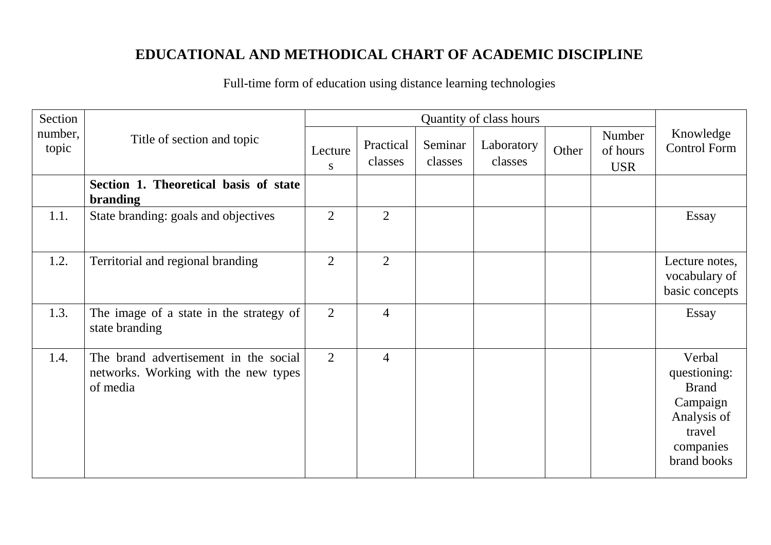## EDUCATIONAL AND METHODICAL CHART OF ACADEMIC DISCIPLINE

Full-time form of education using distance learning technologies

| Section number, topic | Title of section and topic | Quantity of class hours | | | | | | Knowledge Control Form |
|---|---|---|---|---|---|---|---|---|
| | | Lectures | Practical classes | Seminar classes | Laboratory classes | Other | Number of hours USR | |
| | **Section 1. Theoretical basis of state branding** | | | | | | | |
| 1.1. | State branding: goals and objectives | 2 | 2 | | | | | Essay |
| 1.2. | Territorial and regional branding | 2 | 2 | | | | | Lecture notes, vocabulary of basic concepts |
| 1.3. | The image of a state in the strategy of state branding | 2 | 4 | | | | | Essay |
| 1.4. | The brand advertisement in the social networks. Working with the new types of media | 2 | 4 | | | | | Verbal questioning: Brand Campaign Analysis of travel companies brand books |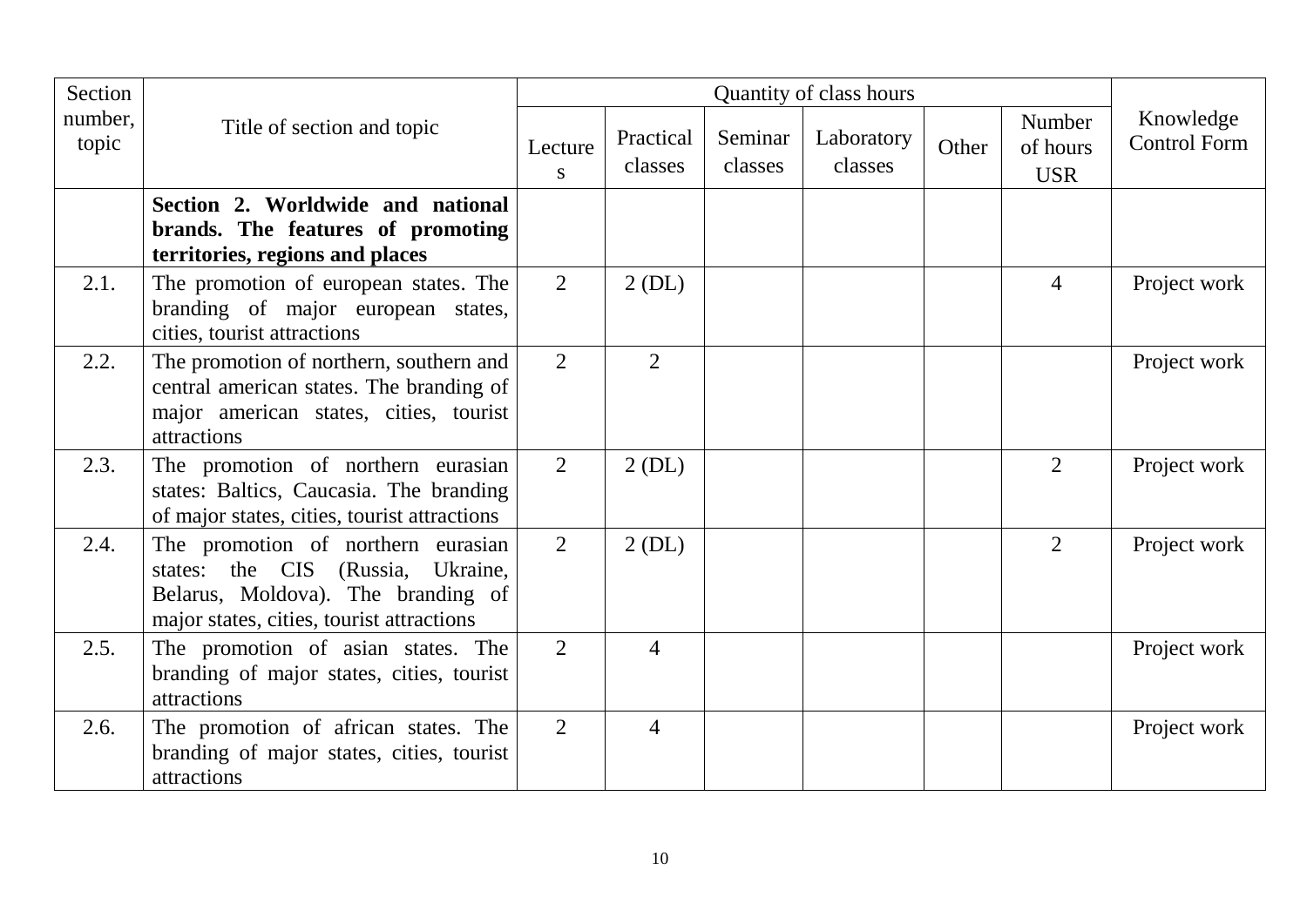| Section number, topic | Title of section and topic | Quantity of class hours | | | | | | Knowledge Control Form |
|---|---|---|---|---|---|---|---|---|
| | | Lectures | Practical classes | Seminar classes | Laboratory classes | Other | Number of hours USR | |
| | **Section 2. Worldwide and national brands. The features of promoting territories, regions and places** | | | | | | | |
| 2.1. | The promotion of european states. The branding of major european states, cities, tourist attractions | 2 | 2 (DL) | | | | 4 | Project work |
| 2.2. | The promotion of northern, southern and central american states. The branding of major american states, cities, tourist attractions | 2 | 2 | | | | | Project work |
| 2.3. | The promotion of northern eurasian states: Baltics, Caucasia. The branding of major states, cities, tourist attractions | 2 | 2 (DL) | | | | 2 | Project work |
| 2.4. | The promotion of northern eurasian states: the CIS (Russia, Ukraine, Belarus, Moldova). The branding of major states, cities, tourist attractions | 2 | 2 (DL) | | | | 2 | Project work |
| 2.5. | The promotion of asian states. The branding of major states, cities, tourist attractions | 2 | 4 | | | | | Project work |
| 2.6. | The promotion of african states. The branding of major states, cities, tourist attractions | 2 | 4 | | | | | Project work |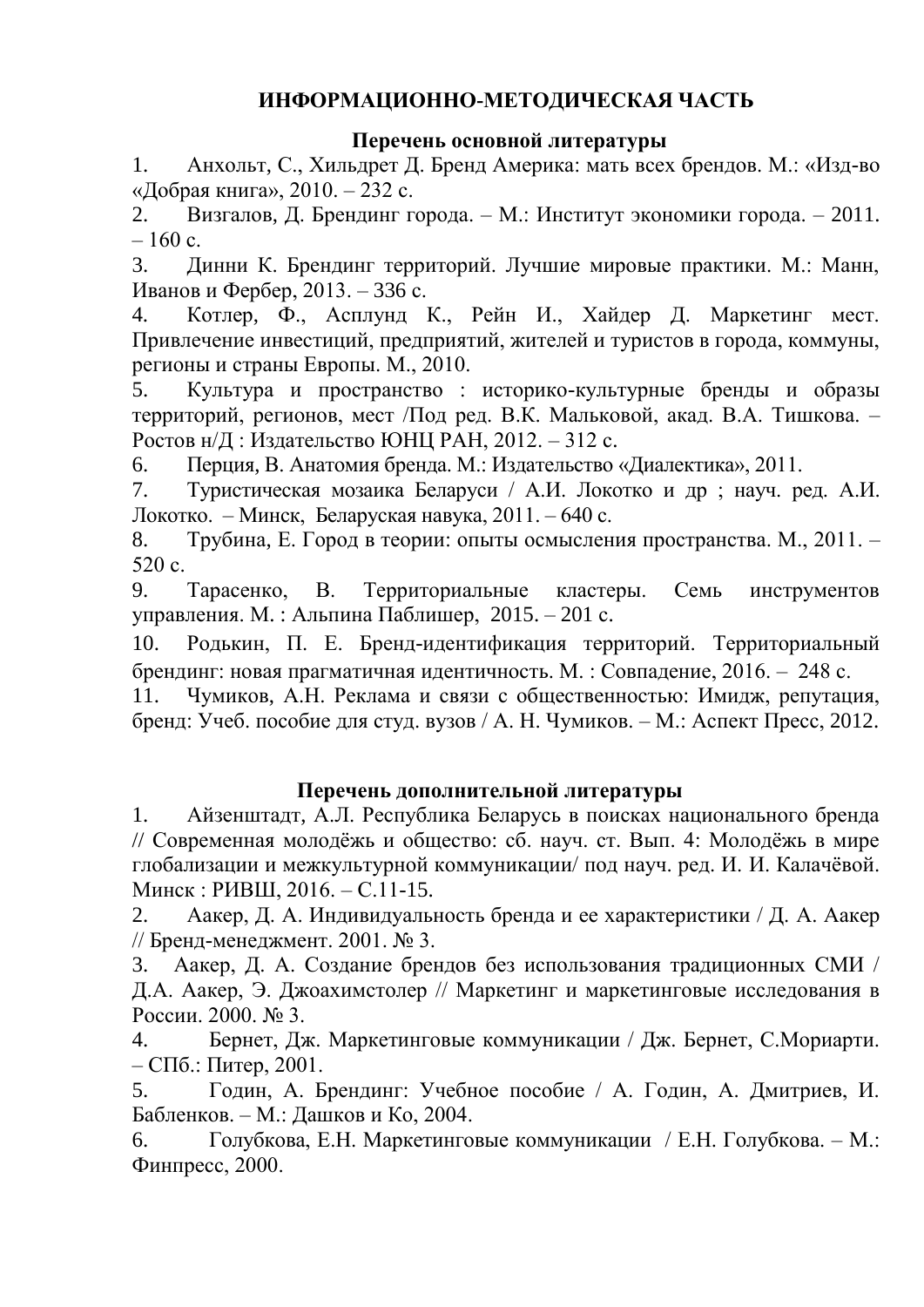## ИНФОРМАЦИОННО-МЕТОДИЧЕСКАЯ ЧАСТЬ

### Перечень основной литературы

1. Анхольт, С., Хильдрет Д. Бренд Америка: мать всех брендов. М.: «Изд-во «Добрая книга», 2010. – 232 с.
2. Визгалов, Д. Брендинг города. – М.: Институт экономики города. – 2011. – 160 с.
3. Динни К. Брендинг территорий. Лучшие мировые практики. М.: Манн, Иванов и Фербер, 2013. – 336 с.
4. Котлер, Ф., Асплунд К., Рейн И., Хайдер Д. Маркетинг мест. Привлечение инвестиций, предприятий, жителей и туристов в города, коммуны, регионы и страны Европы. М., 2010.
5. Культура и пространство : историко-культурные бренды и образы территорий, регионов, мест /Под ред. В.К. Мальковой, акад. В.А. Тишкова. – Ростов н/Д : Издательство ЮНЦ РАН, 2012. – 312 с.
6. Перция, В. Анатомия бренда. М.: Издательство «Диалектика», 2011.
7. Туристическая мозаика Беларуси / А.И. Локотко и др ; науч. ред. А.И. Локотко. – Минск, Беларуская навука, 2011. – 640 с.
8. Трубина, Е. Город в теории: опыты осмысления пространства. М., 2011. – 520 с.
9. Тарасенко, В. Территориальные кластеры. Семь инструментов управления. М. : Альпина Паблишер, 2015. – 201 с.
10. Родькин, П. Е. Бренд-идентификация территорий. Территориальный брендинг: новая прагматичная идентичность. М. : Совпадение, 2016. – 248 с.
11. Чумиков, А.Н. Реклама и связи с общественностью: Имидж, репутация, бренд: Учеб. пособие для студ. вузов / А. Н. Чумиков. – М.: Аспект Пресс, 2012.

### Перечень дополнительной литературы

1. Айзенштадт, А.Л. Республика Беларусь в поисках национального бренда // Современная молодёжь и общество: сб. науч. ст. Вып. 4: Молодёжь в мире глобализации и межкультурной коммуникации/ под науч. ред. И. И. Калачёвой. Минск : РИВШ, 2016. – С.11-15.
2. Аакер, Д. А. Индивидуальность бренда и ее характеристики / Д. А. Аакер // Бренд-менеджмент. 2001. № 3.
3. Аакер, Д. А. Создание брендов без использования традиционных СМИ / Д.А. Аакер, Э. Джоахимстолер // Маркетинг и маркетинговые исследования в России. 2000. № 3.
4. Бернет, Дж. Маркетинговые коммуникации / Дж. Бернет, С.Мориарти. – СПб.: Питер, 2001.
5. Годин, А. Брендинг: Учебное пособие / А. Годин, А. Дмитриев, И. Бабленков. – М.: Дашков и Ко, 2004.
6. Голубкова, Е.Н. Маркетинговые коммуникации / Е.Н. Голубкова. – М.: Финпресс, 2000.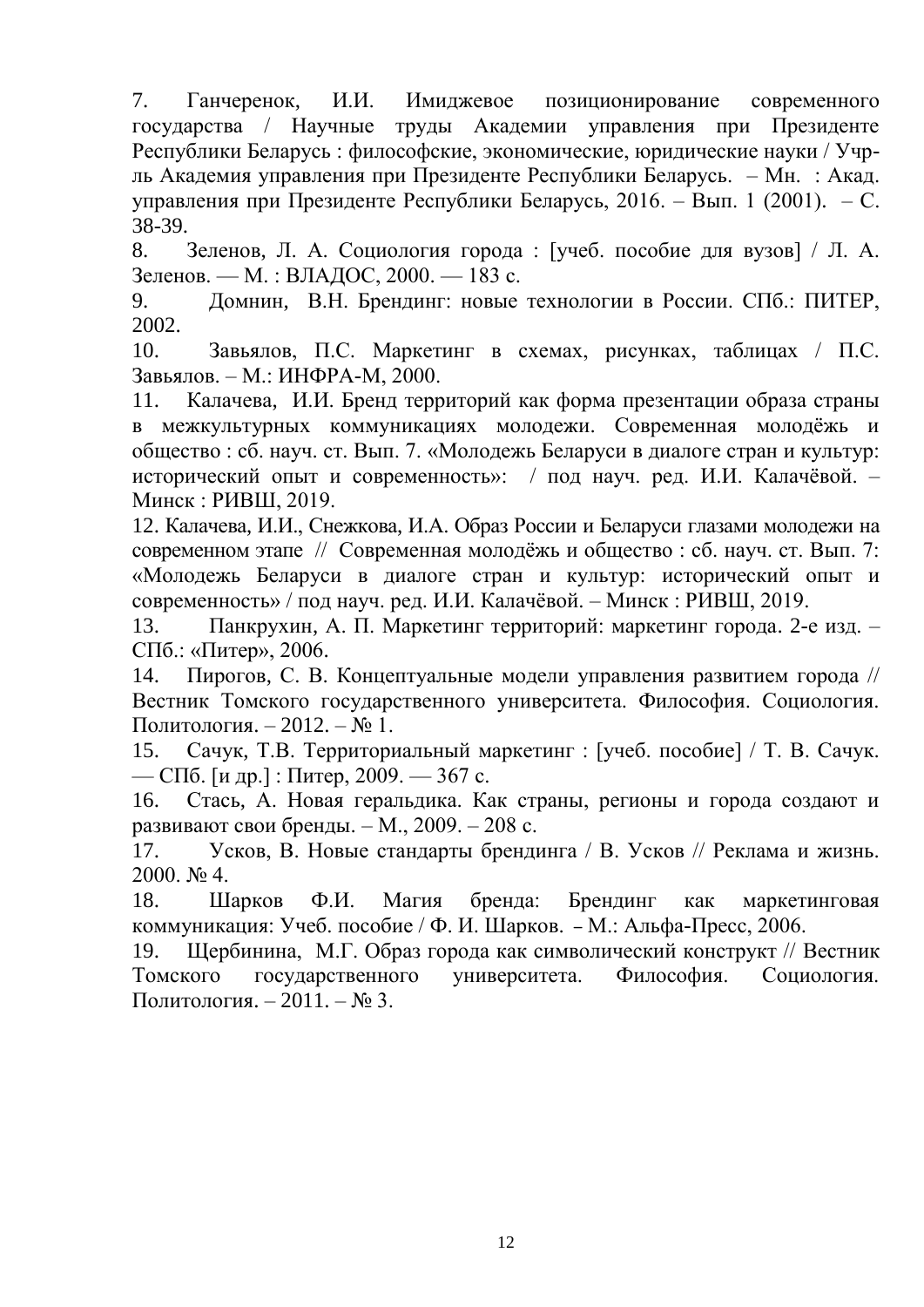7. Ганчеренок, И.И. Имиджевое позиционирование современного государства / Научные труды Академии управления при Президенте Республики Беларусь : философские, экономические, юридические науки / Учр-ль Академия управления при Президенте Республики Беларусь. – Мн. : Акад. управления при Президенте Республики Беларусь, 2016. – Вып. 1 (2001). – С. 38-39.
8. Зеленов, Л. А. Социология города : [учеб. пособие для вузов] / Л. А. Зеленов. — М. : ВЛАДОС, 2000. — 183 с.
9. Домнин, В.Н. Брендинг: новые технологии в России. СПб.: ПИТЕР, 2002.
10. Завьялов, П.С. Маркетинг в схемах, рисунках, таблицах / П.С. Завьялов. – М.: ИНФРА-М, 2000.
11. Калачева, И.И. Бренд территорий как форма презентации образа страны в межкультурных коммуникациях молодежи. Современная молодёжь и общество : сб. науч. ст. Вып. 7. «Молодежь Беларуси в диалоге стран и культур: исторический опыт и современность»: / под науч. ред. И.И. Калачёвой. – Минск : РИВШ, 2019.
12. Калачева, И.И., Снежкова, И.А. Образ России и Беларуси глазами молодежи на современном этапе // Современная молодёжь и общество : сб. науч. ст. Вып. 7: «Молодежь Беларуси в диалоге стран и культур: исторический опыт и современность» / под науч. ред. И.И. Калачёвой. – Минск : РИВШ, 2019.
13. Панкрухин, А. П. Маркетинг территорий: маркетинг города. 2-е изд. – СПб.: «Питер», 2006.
14. Пирогов, С. В. Концептуальные модели управления развитием города // Вестник Томского государственного университета. Философия. Социология. Политология. – 2012. – № 1.
15. Сачук, Т.В. Территориальный маркетинг : [учеб. пособие] / Т. В. Сачук. — СПб. [и др.] : Питер, 2009. — 367 с.
16. Стась, А. Новая геральдика. Как страны, регионы и города создают и развивают свои бренды. – М., 2009. – 208 с.
17. Усков, В. Новые стандарты брендинга / В. Усков // Реклама и жизнь. 2000. № 4.
18. Шарков Ф.И. Магия бренда: Брендинг как маркетинговая коммуникация: Учеб. пособие / Ф. И. Шарков. – М.: Альфа-Пресс, 2006.
19. Щербинина, М.Г. Образ города как символический конструкт // Вестник Томского государственного университета. Философия. Социология. Политология. – 2011. – № 3.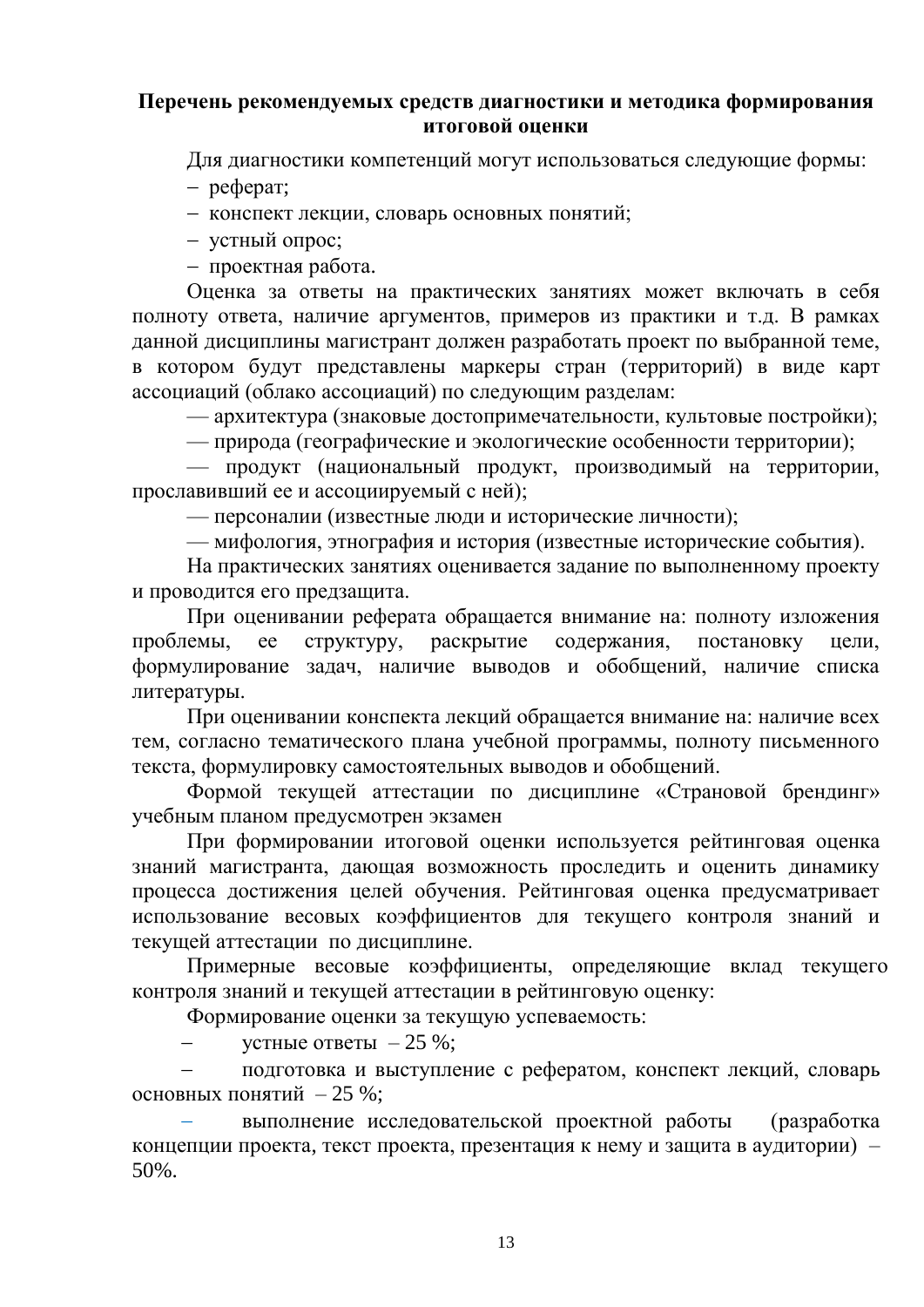**Перечень рекомендуемых средств диагностики и методика формирования итоговой оценки**

Для диагностики компетенций могут использоваться следующие формы:

- реферат;
- конспект лекции, словарь основных понятий;
- устный опрос;
- проектная работа.

Оценка за ответы на практических занятиях может включать в себя полноту ответа, наличие аргументов, примеров из практики и т.д. В рамках данной дисциплины магистрант должен разработать проект по выбранной теме, в котором будут представлены маркеры стран (территорий) в виде карт ассоциаций (облако ассоциаций) по следующим разделам:

— архитектура (знаковые достопримечательности, культовые постройки);

— природа (географические и экологические особенности территории);

— продукт (национальный продукт, производимый на территории, прославивший ее и ассоциируемый с ней);

— персоналии (известные люди и исторические личности);

— мифология, этнография и история (известные исторические события).

На практических занятиях оценивается задание по выполненному проекту и проводится его предзащита.

При оценивании реферата обращается внимание на: полноту изложения проблемы, ее структуру, раскрытие содержания, постановку цели, формулирование задач, наличие выводов и обобщений, наличие списка литературы.

При оценивании конспекта лекций обращается внимание на: наличие всех тем, согласно тематического плана учебной программы, полноту письменного текста, формулировку самостоятельных выводов и обобщений.

Формой текущей аттестации по дисциплине «Страновой брендинг» учебным планом предусмотрен экзамен

При формировании итоговой оценки используется рейтинговая оценка знаний магистранта, дающая возможность проследить и оценить динамику процесса достижения целей обучения. Рейтинговая оценка предусматривает использование весовых коэффициентов для текущего контроля знаний и текущей аттестации по дисциплине.

Примерные весовые коэффициенты, определяющие вклад текущего контроля знаний и текущей аттестации в рейтинговую оценку:

Формирование оценки за текущую успеваемость:

- устные ответы – 25 %;
- подготовка и выступление с рефератом, конспект лекций, словарь основных понятий – 25 %;
- выполнение исследовательской проектной работы (разработка концепции проекта, текст проекта, презентация к нему и защита в аудитории) – 50%.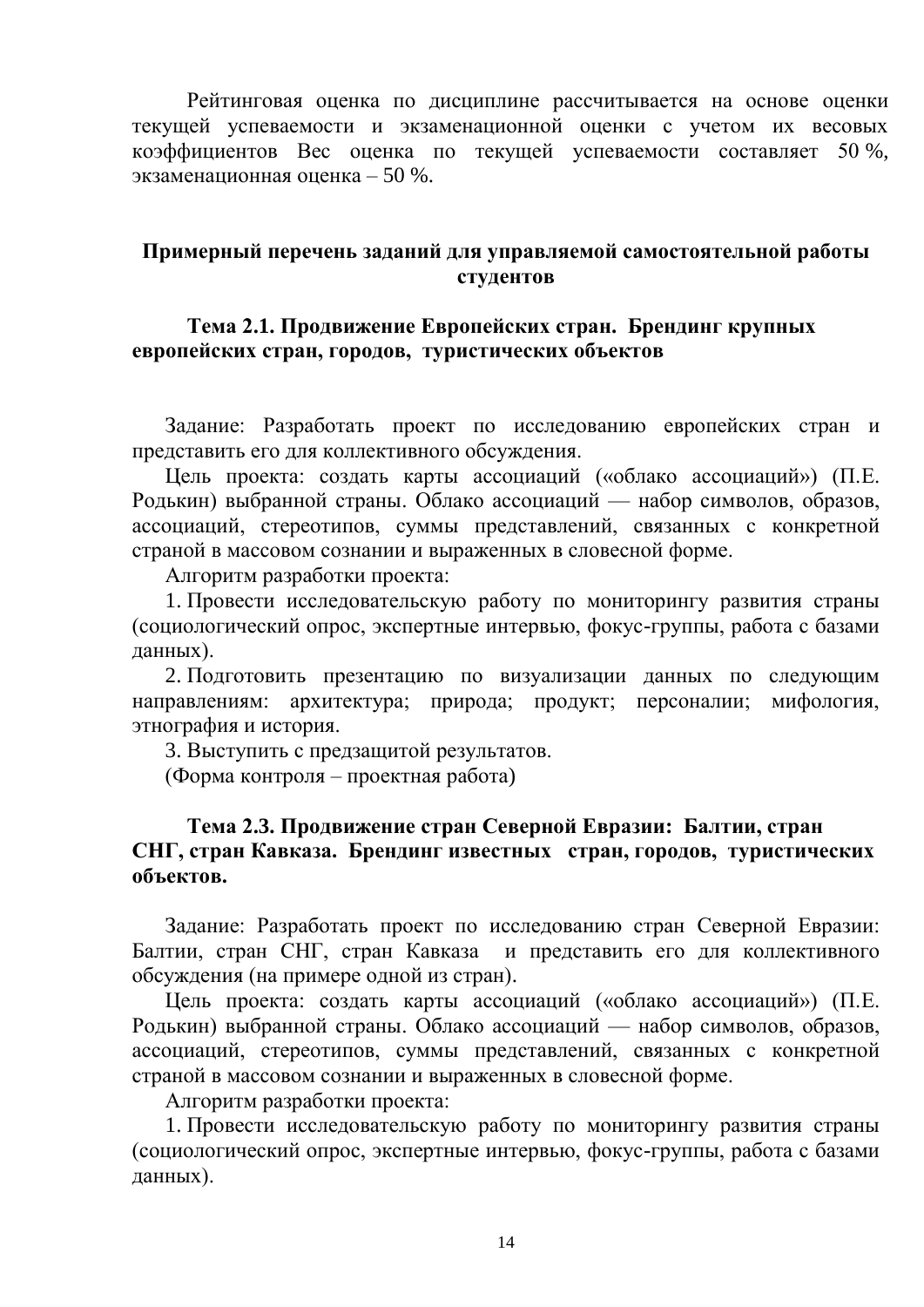Рейтинговая оценка по дисциплине рассчитывается на основе оценки текущей успеваемости и экзаменационной оценки с учетом их весовых коэффициентов Вес оценка по текущей успеваемости составляет 50 %, экзаменационная оценка – 50 %.

## Примерный перечень заданий для управляемой самостоятельной работы студентов

### Тема 2.1. Продвижение Европейских стран. Брендинг крупных европейских стран, городов, туристических объектов

Задание: Разработать проект по исследованию европейских стран и представить его для коллективного обсуждения.

Цель проекта: создать карты ассоциаций («облако ассоциаций») (П.Е. Родькин) выбранной страны. Облако ассоциаций — набор символов, образов, ассоциаций, стереотипов, суммы представлений, связанных с конкретной страной в массовом сознании и выраженных в словесной форме.

Алгоритм разработки проекта:

1. Провести исследовательскую работу по мониторингу развития страны (социологический опрос, экспертные интервью, фокус-группы, работа с базами данных).
2. Подготовить презентацию по визуализации данных по следующим направлениям: архитектура; природа; продукт; персоналии; мифология, этнография и история.
3. Выступить с предзащитой результатов.

(Форма контроля – проектная работа)

### Тема 2.3. Продвижение стран Северной Евразии: Балтии, стран СНГ, стран Кавказа. Брендинг известных стран, городов, туристических объектов.

Задание: Разработать проект по исследованию стран Северной Евразии: Балтии, стран СНГ, стран Кавказа и представить его для коллективного обсуждения (на примере одной из стран).

Цель проекта: создать карты ассоциаций («облако ассоциаций») (П.Е. Родькин) выбранной страны. Облако ассоциаций — набор символов, образов, ассоциаций, стереотипов, суммы представлений, связанных с конкретной страной в массовом сознании и выраженных в словесной форме.

Алгоритм разработки проекта:

1. Провести исследовательскую работу по мониторингу развития страны (социологический опрос, экспертные интервью, фокус-группы, работа с базами данных).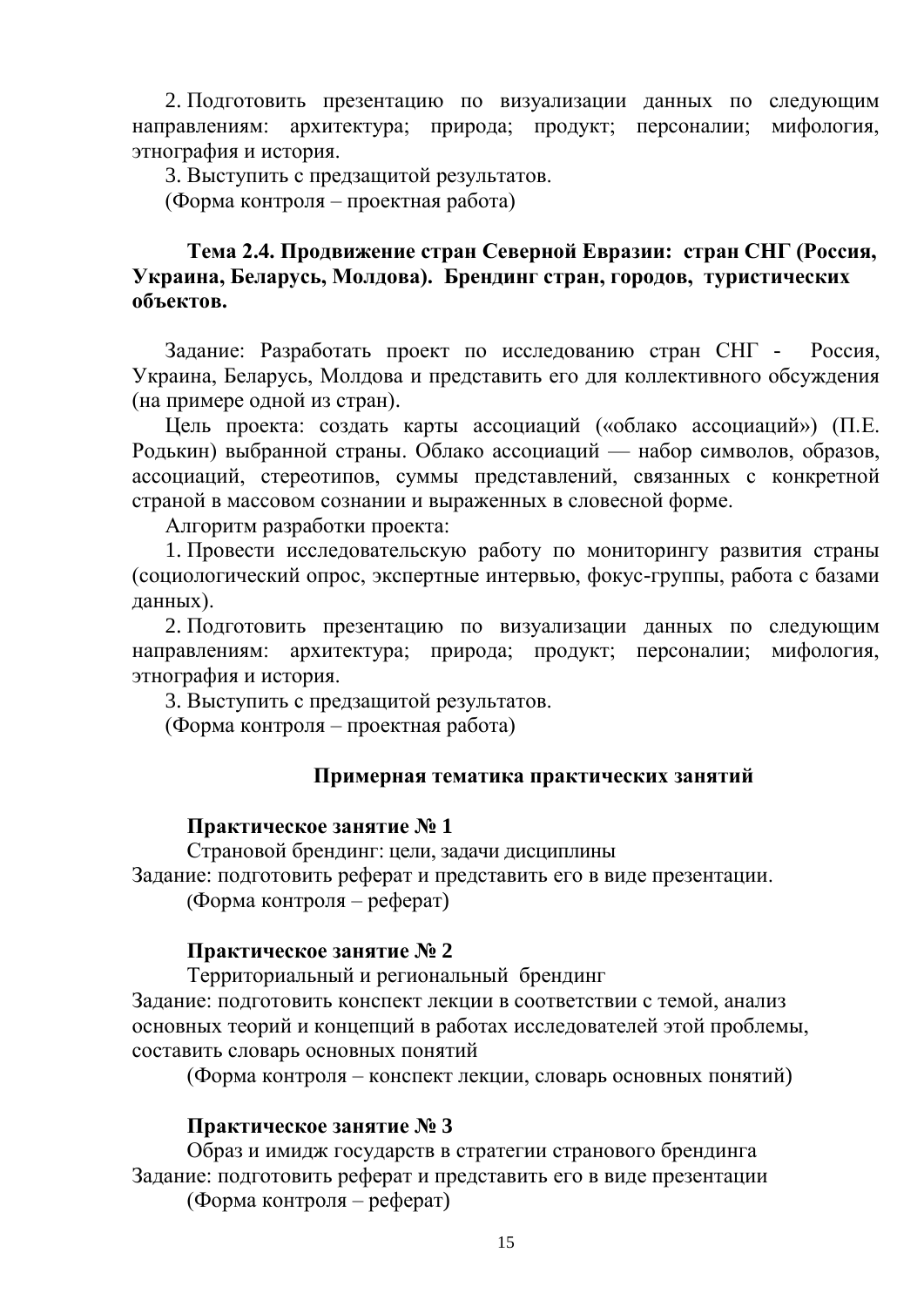2. Подготовить презентацию по визуализации данных по следующим направлениям: архитектура; природа; продукт; персоналии; мифология, этнография и история.

3. Выступить с предзащитой результатов.

(Форма контроля – проектная работа)

### Тема 2.4. Продвижение стран Северной Евразии: стран СНГ (Россия, Украина, Беларусь, Молдова). Брендинг стран, городов, туристических объектов.

Задание: Разработать проект по исследованию стран СНГ - Россия, Украина, Беларусь, Молдова и представить его для коллективного обсуждения (на примере одной из стран).

Цель проекта: создать карты ассоциаций («облако ассоциаций») (П.Е. Родькин) выбранной страны. Облако ассоциаций — набор символов, образов, ассоциаций, стереотипов, суммы представлений, связанных с конкретной страной в массовом сознании и выраженных в словесной форме.

Алгоритм разработки проекта:

1. Провести исследовательскую работу по мониторингу развития страны (социологический опрос, экспертные интервью, фокус-группы, работа с базами данных).

2. Подготовить презентацию по визуализации данных по следующим направлениям: архитектура; природа; продукт; персоналии; мифология, этнография и история.

3. Выступить с предзащитой результатов.

(Форма контроля – проектная работа)

## Примерная тематика практических занятий

**Практическое занятие № 1**

Страновой брендинг: цели, задачи дисциплины

Задание: подготовить реферат и представить его в виде презентации.

(Форма контроля – реферат)

**Практическое занятие № 2**

Территориальный и региональный брендинг

Задание: подготовить конспект лекции в соответствии с темой, анализ основных теорий и концепций в работах исследователей этой проблемы, составить словарь основных понятий

(Форма контроля – конспект лекции, словарь основных понятий)

**Практическое занятие № 3**

Образ и имидж государств в стратегии странового брендинга

Задание: подготовить реферат и представить его в виде презентации

(Форма контроля – реферат)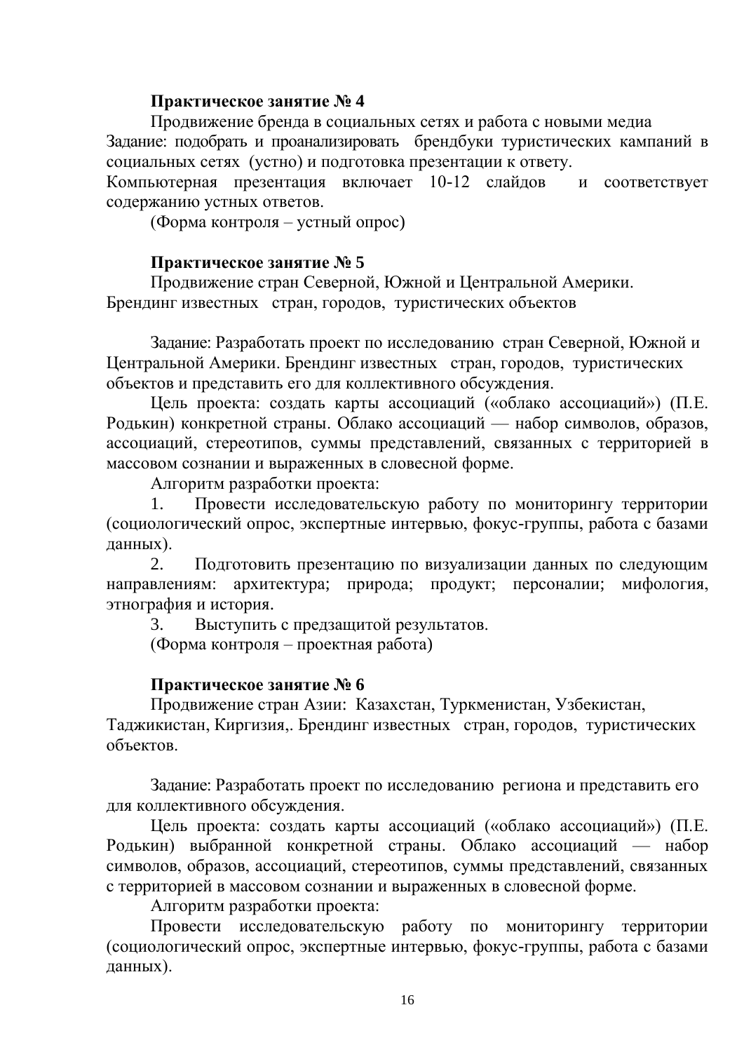**Практическое занятие № 4**

Продвижение бренда в социальных сетях и работа с новыми медиа

Задание: подобрать и проанализировать брендбуки туристических кампаний в социальных сетях (устно) и подготовка презентации к ответу.

Компьютерная презентация включает 10-12 слайдов и соответствует содержанию устных ответов.

(Форма контроля – устный опрос)

**Практическое занятие № 5**

Продвижение стран Северной, Южной и Центральной Америки. Брендинг известных стран, городов, туристических объектов

Задание: Разработать проект по исследованию стран Северной, Южной и Центральной Америки. Брендинг известных стран, городов, туристических объектов и представить его для коллективного обсуждения.

Цель проекта: создать карты ассоциаций («облако ассоциаций») (П.Е. Родькин) конкретной страны. Облако ассоциаций — набор символов, образов, ассоциаций, стереотипов, суммы представлений, связанных с территорией в массовом сознании и выраженных в словесной форме.

Алгоритм разработки проекта:

1. Провести исследовательскую работу по мониторингу территории (социологический опрос, экспертные интервью, фокус-группы, работа с базами данных).
2. Подготовить презентацию по визуализации данных по следующим направлениям: архитектура; природа; продукт; персоналии; мифология, этнография и история.
3. Выступить с предзащитой результатов.

(Форма контроля – проектная работа)

**Практическое занятие № 6**

Продвижение стран Азии: Казахстан, Туркменистан, Узбекистан, Таджикистан, Киргизия,. Брендинг известных стран, городов, туристических объектов.

Задание: Разработать проект по исследованию региона и представить его для коллективного обсуждения.

Цель проекта: создать карты ассоциаций («облако ассоциаций») (П.Е. Родькин) выбранной конкретной страны. Облако ассоциаций — набор символов, образов, ассоциаций, стереотипов, суммы представлений, связанных с территорией в массовом сознании и выраженных в словесной форме.

Алгоритм разработки проекта:

Провести исследовательскую работу по мониторингу территории (социологический опрос, экспертные интервью, фокус-группы, работа с базами данных).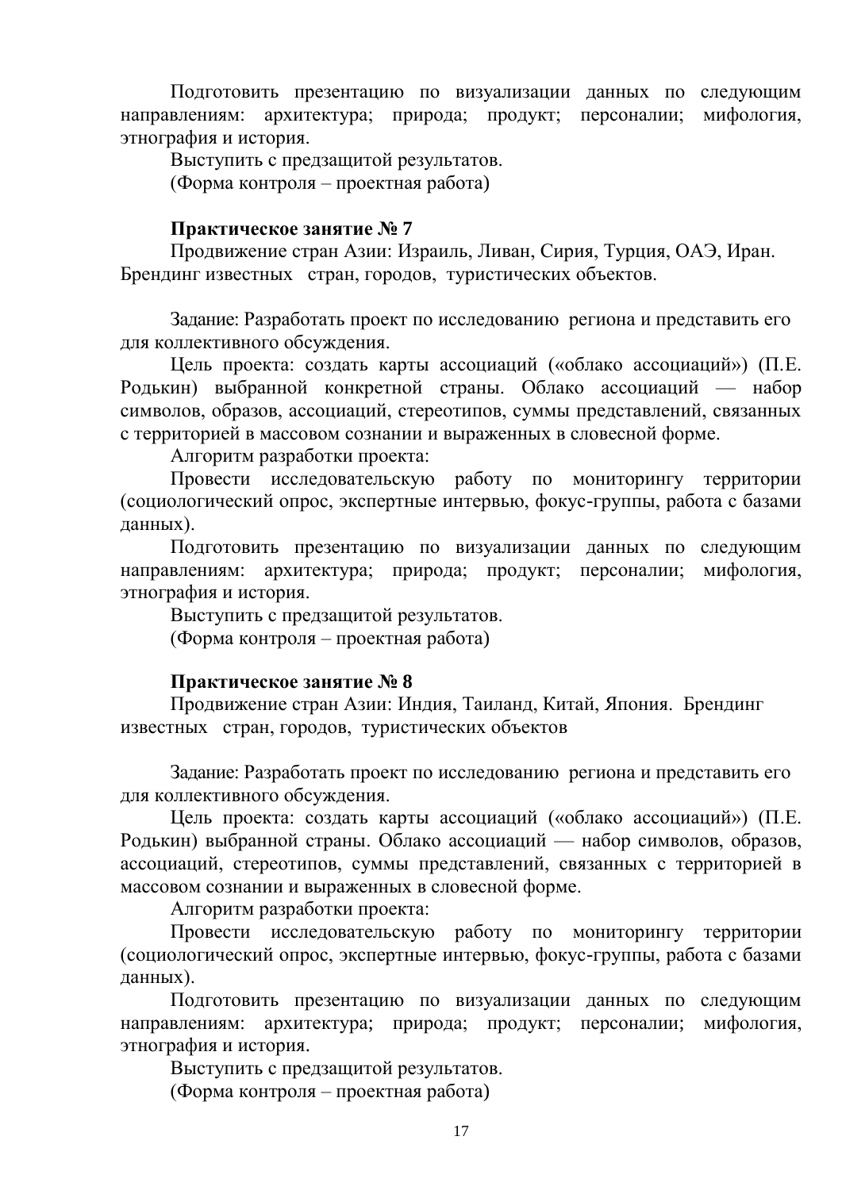Подготовить презентацию по визуализации данных по следующим направлениям: архитектура; природа; продукт; персоналии; мифология, этнография и история.

Выступить с предзащитой результатов.

(Форма контроля – проектная работа)

**Практическое занятие № 7**

Продвижение стран Азии: Израиль, Ливан, Сирия, Турция, ОАЭ, Иран. Брендинг известных стран, городов, туристических объектов.

Задание: Разработать проект по исследованию региона и представить его для коллективного обсуждения.

Цель проекта: создать карты ассоциаций («облако ассоциаций») (П.Е. Родькин) выбранной конкретной страны. Облако ассоциаций — набор символов, образов, ассоциаций, стереотипов, суммы представлений, связанных с территорией в массовом сознании и выраженных в словесной форме.

Алгоритм разработки проекта:

Провести исследовательскую работу по мониторингу территории (социологический опрос, экспертные интервью, фокус-группы, работа с базами данных).

Подготовить презентацию по визуализации данных по следующим направлениям: архитектура; природа; продукт; персоналии; мифология, этнография и история.

Выступить с предзащитой результатов.

(Форма контроля – проектная работа)

**Практическое занятие № 8**

Продвижение стран Азии: Индия, Таиланд, Китай, Япония. Брендинг известных стран, городов, туристических объектов

Задание: Разработать проект по исследованию региона и представить его для коллективного обсуждения.

Цель проекта: создать карты ассоциаций («облако ассоциаций») (П.Е. Родькин) выбранной страны. Облако ассоциаций — набор символов, образов, ассоциаций, стереотипов, суммы представлений, связанных с территорией в массовом сознании и выраженных в словесной форме.

Алгоритм разработки проекта:

Провести исследовательскую работу по мониторингу территории (социологический опрос, экспертные интервью, фокус-группы, работа с базами данных).

Подготовить презентацию по визуализации данных по следующим направлениям: архитектура; природа; продукт; персоналии; мифология, этнография и история.

Выступить с предзащитой результатов.

(Форма контроля – проектная работа)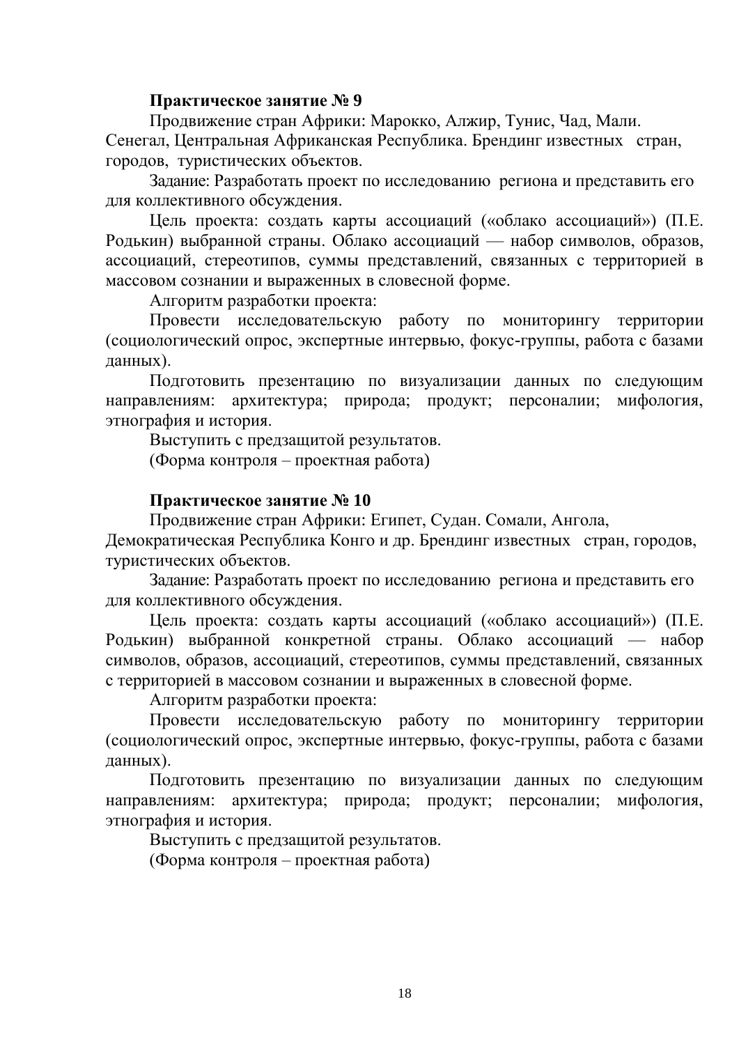**Практическое занятие № 9**

Продвижение стран Африки: Марокко, Алжир, Тунис, Чад, Мали. Сенегал, Центральная Африканская Республика. Брендинг известных стран, городов, туристических объектов.

Задание: Разработать проект по исследованию региона и представить его для коллективного обсуждения.

Цель проекта: создать карты ассоциаций («облако ассоциаций») (П.Е. Родькин) выбранной страны. Облако ассоциаций — набор символов, образов, ассоциаций, стереотипов, суммы представлений, связанных с территорией в массовом сознании и выраженных в словесной форме.

Алгоритм разработки проекта:

Провести исследовательскую работу по мониторингу территории (социологический опрос, экспертные интервью, фокус-группы, работа с базами данных).

Подготовить презентацию по визуализации данных по следующим направлениям: архитектура; природа; продукт; персоналии; мифология, этнография и история.

Выступить с предзащитой результатов.

(Форма контроля – проектная работа)

**Практическое занятие № 10**

Продвижение стран Африки: Египет, Судан. Сомали, Ангола, Демократическая Республика Конго и др. Брендинг известных стран, городов, туристических объектов.

Задание: Разработать проект по исследованию региона и представить его для коллективного обсуждения.

Цель проекта: создать карты ассоциаций («облако ассоциаций») (П.Е. Родькин) выбранной конкретной страны. Облако ассоциаций — набор символов, образов, ассоциаций, стереотипов, суммы представлений, связанных с территорией в массовом сознании и выраженных в словесной форме.

Алгоритм разработки проекта:

Провести исследовательскую работу по мониторингу территории (социологический опрос, экспертные интервью, фокус-группы, работа с базами данных).

Подготовить презентацию по визуализации данных по следующим направлениям: архитектура; природа; продукт; персоналии; мифология, этнография и история.

Выступить с предзащитой результатов.

(Форма контроля – проектная работа)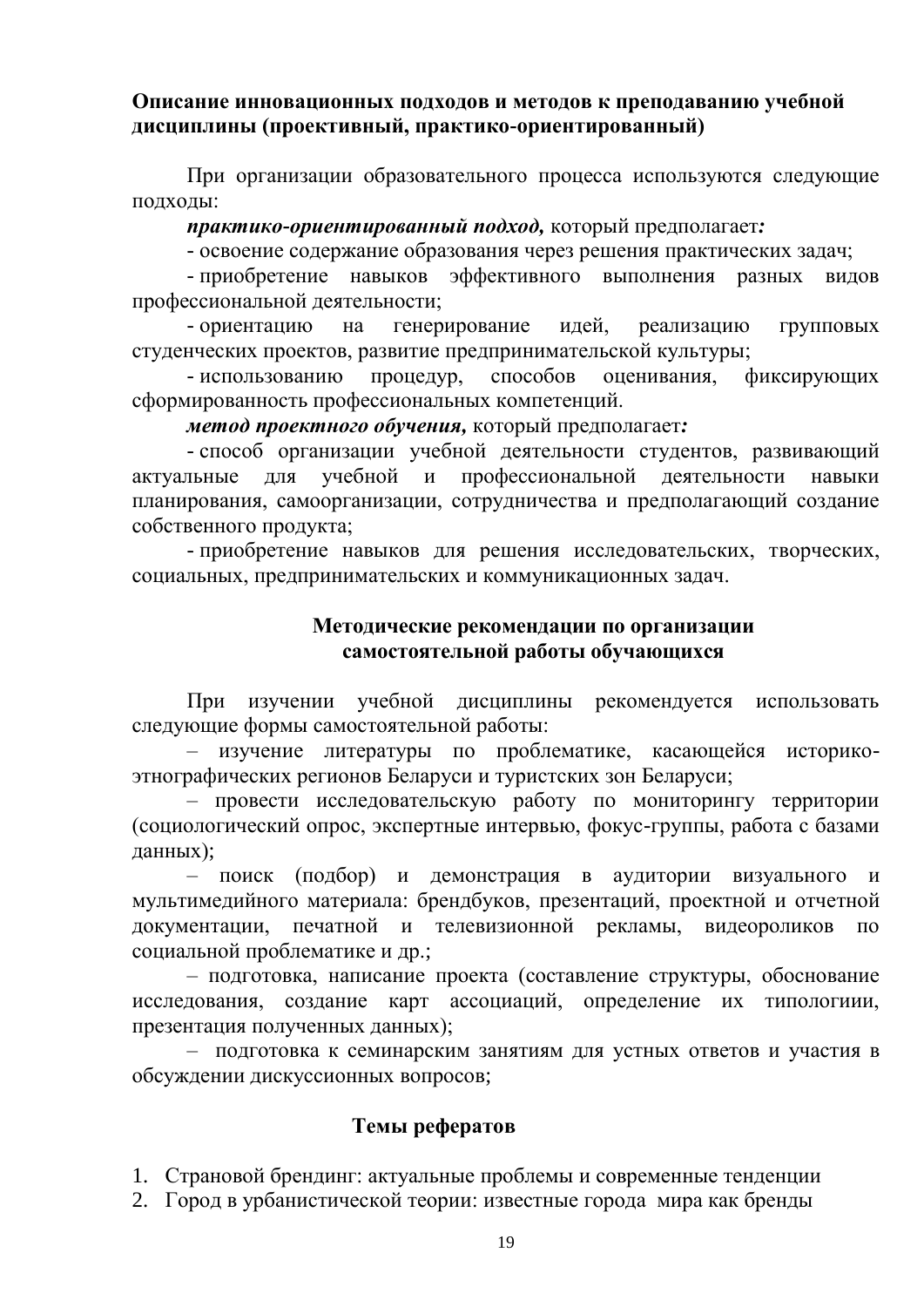**Описание инновационных подходов и методов к преподаванию учебной дисциплины (проективный, практико-ориентированный)**

При организации образовательного процесса используются следующие подходы:

***практико-ориентированный подход,*** который предполагает***:***

- освоение содержание образования через решения практических задач;
- приобретение навыков эффективного выполнения разных видов профессиональной деятельности;
- ориентацию на генерирование идей, реализацию групповых студенческих проектов, развитие предпринимательской культуры;
- использованию процедур, способов оценивания, фиксирующих сформированность профессиональных компетенций.

***метод проектного обучения,*** который предполагает***:***

- способ организации учебной деятельности студентов, развивающий актуальные для учебной и профессиональной деятельности навыки планирования, самоорганизации, сотрудничества и предполагающий создание собственного продукта;
- приобретение навыков для решения исследовательских, творческих, социальных, предпринимательских и коммуникационных задач.

## Методические рекомендации по организации самостоятельной работы обучающихся

При изучении учебной дисциплины рекомендуется использовать следующие формы самостоятельной работы:

– изучение литературы по проблематике, касающейся историко-этнографических регионов Беларуси и туристских зон Беларуси;

– провести исследовательскую работу по мониторингу территории (социологический опрос, экспертные интервью, фокус-группы, работа с базами данных);

– поиск (подбор) и демонстрация в аудитории визуального и мультимедийного материала: брендбуков, презентаций, проектной и отчетной документации, печатной и телевизионной рекламы, видеороликов по социальной проблематике и др.;

– подготовка, написание проекта (составление структуры, обоснование исследования, создание карт ассоциаций, определение их типологиии, презентация полученных данных);

– подготовка к семинарским занятиям для устных ответов и участия в обсуждении дискуссионных вопросов;

## Темы рефератов

1. Страновой брендинг: актуальные проблемы и современные тенденции
2. Город в урбанистической теории: известные города мира как бренды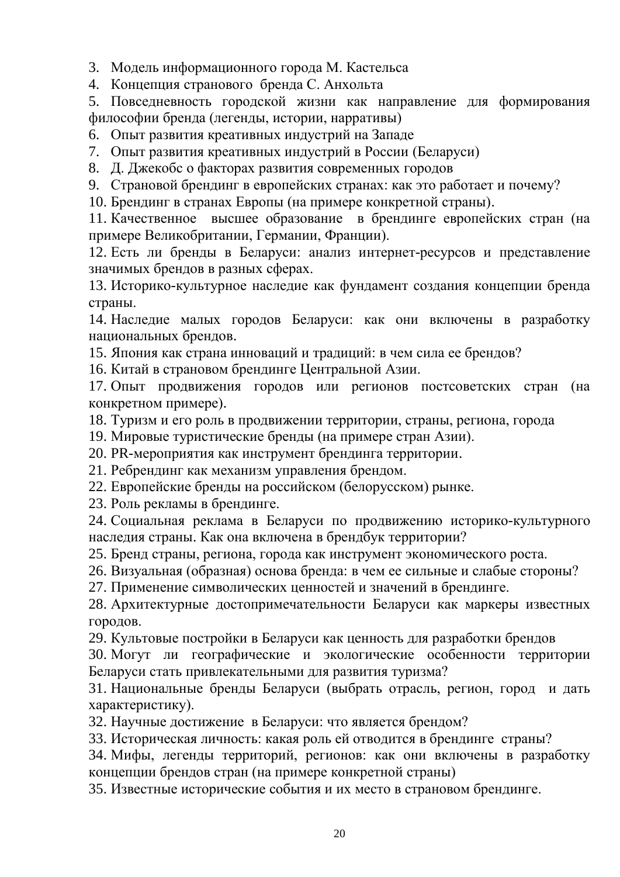3. Модель информационного города М. Кастельса
4. Концепция странового бренда С. Анхольта
5. Повседневность городской жизни как направление для формирования философии бренда (легенды, истории, нарративы)
6. Опыт развития креативных индустрий на Западе
7. Опыт развития креативных индустрий в России (Беларуси)
8. Д. Джекобс о факторах развития современных городов
9. Страновой брендинг в европейских странах: как это работает и почему?
10. Брендинг в странах Европы (на примере конкретной страны).
11. Качественное высшее образование в брендинге европейских стран (на примере Великобритании, Германии, Франции).
12. Есть ли бренды в Беларуси: анализ интернет-ресурсов и представление значимых брендов в разных сферах.
13. Историко-культурное наследие как фундамент создания концепции бренда страны.
14. Наследие малых городов Беларуси: как они включены в разработку национальных брендов.
15. Япония как страна инноваций и традиций: в чем сила ее брендов?
16. Китай в страновом брендинге Центральной Азии.
17. Опыт продвижения городов или регионов постсоветских стран (на конкретном примере).
18. Туризм и его роль в продвижении территории, страны, региона, города
19. Мировые туристические бренды (на примере стран Азии).
20. PR-мероприятия как инструмент брендинга территории.
21. Ребрендинг как механизм управления брендом.
22. Европейские бренды на российском (белорусском) рынке.
23. Роль рекламы в брендинге.
24. Социальная реклама в Беларуси по продвижению историко-культурного наследия страны. Как она включена в брендбук территории?
25. Бренд страны, региона, города как инструмент экономического роста.
26. Визуальная (образная) основа бренда: в чем ее сильные и слабые стороны?
27. Применение символических ценностей и значений в брендинге.
28. Архитектурные достопримечательности Беларуси как маркеры известных городов.
29. Культовые постройки в Беларуси как ценность для разработки брендов
30. Могут ли географические и экологические особенности территории Беларуси стать привлекательными для развития туризма?
31. Национальные бренды Беларуси (выбрать отрасль, регион, город и дать характеристику).
32. Научные достижение в Беларуси: что является брендом?
33. Историческая личность: какая роль ей отводится в брендинге страны?
34. Мифы, легенды территорий, регионов: как они включены в разработку концепции брендов стран (на примере конкретной страны)
35. Известные исторические события и их место в страновом брендинге.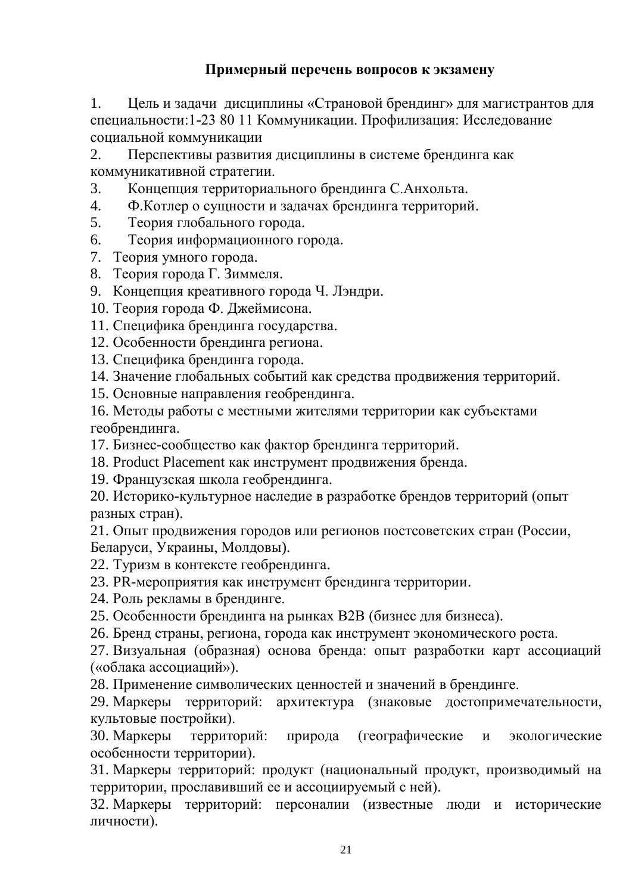**Примерный перечень вопросов к экзамену**

1. Цель и задачи дисциплины «Страновой брендинг» для магистрантов для специальности:1-23 80 11 Коммуникации. Профилизация: Исследование социальной коммуникации
2. Перспективы развития дисциплины в системе брендинга как коммуникативной стратегии.
3. Концепция территориального брендинга С.Анхольта.
4. Ф.Котлер о сущности и задачах брендинга территорий.
5. Теория глобального города.
6. Теория информационного города.
7. Теория умного города.
8. Теория города Г. Зиммеля.
9. Концепция креативного города Ч. Лэндри.
10. Теория города Ф. Джеймисона.
11. Специфика брендинга государства.
12. Особенности брендинга региона.
13. Специфика брендинга города.
14. Значение глобальных событий как средства продвижения территорий.
15. Основные направления геобрендинга.
16. Методы работы с местными жителями территории как субъектами геобрендинга.
17. Бизнес-сообщество как фактор брендинга территорий.
18. Product Placement как инструмент продвижения бренда.
19. Французская школа геобрендинга.
20. Историко-культурное наследие в разработке брендов территорий (опыт разных стран).
21. Опыт продвижения городов или регионов постсоветских стран (России, Беларуси, Украины, Молдовы).
22. Туризм в контексте геобрендинга.
23. PR-мероприятия как инструмент брендинга территории.
24. Роль рекламы в брендинге.
25. Особенности брендинга на рынках B2B (бизнес для бизнеса).
26. Бренд страны, региона, города как инструмент экономического роста.
27. Визуальная (образная) основа бренда: опыт разработки карт ассоциаций («облака ассоциаций»).
28. Применение символических ценностей и значений в брендинге.
29. Маркеры территорий: архитектура (знаковые достопримечательности, культовые постройки).
30. Маркеры территорий: природа (географические и экологические особенности территории).
31. Маркеры территорий: продукт (национальный продукт, производимый на территории, прославивший ее и ассоциируемый с ней).
32. Маркеры территорий: персоналии (известные люди и исторические личности).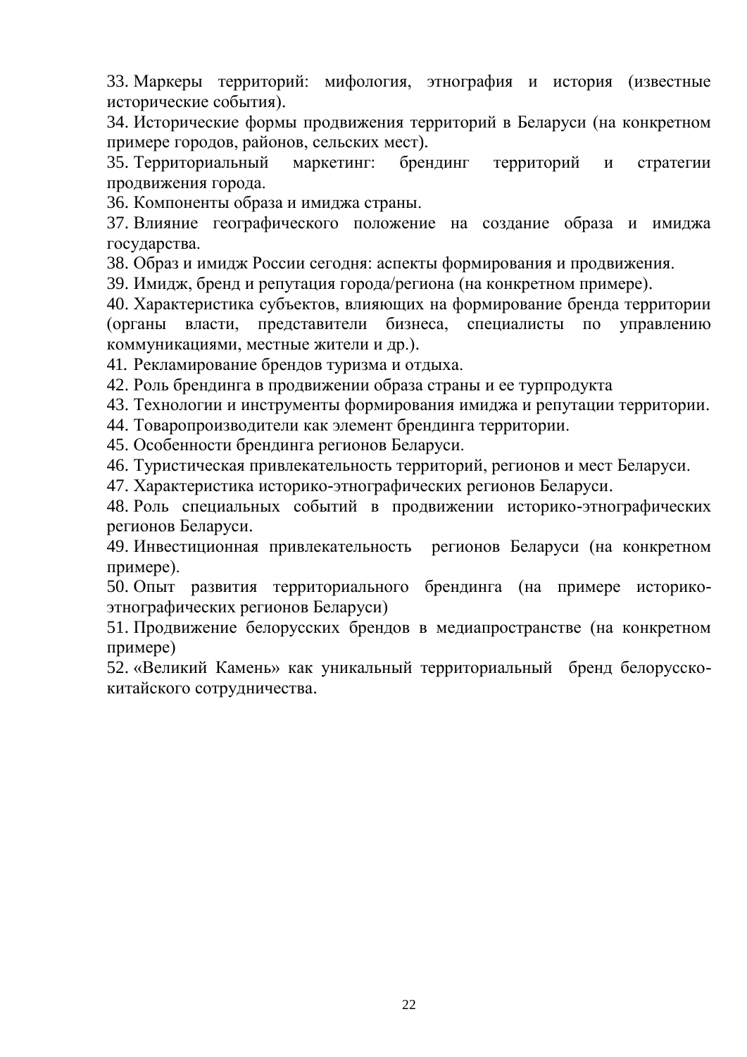33. Маркеры территорий: мифология, этнография и история (известные исторические события).
34. Исторические формы продвижения территорий в Беларуси (на конкретном примере городов, районов, сельских мест).
35. Территориальный маркетинг: брендинг территорий и стратегии продвижения города.
36. Компоненты образа и имиджа страны.
37. Влияние географического положение на создание образа и имиджа государства.
38. Образ и имидж России сегодня: аспекты формирования и продвижения.
39. Имидж, бренд и репутация города/региона (на конкретном примере).
40. Характеристика субъектов, влияющих на формирование бренда территории (органы власти, представители бизнеса, специалисты по управлению коммуникациями, местные жители и др.).
41. Рекламирование брендов туризма и отдыха.
42. Роль брендинга в продвижении образа страны и ее турпродукта
43. Технологии и инструменты формирования имиджа и репутации территории.
44. Товаропроизводители как элемент брендинга территории.
45. Особенности брендинга регионов Беларуси.
46. Туристическая привлекательность территорий, регионов и мест Беларуси.
47. Характеристика историко-этнографических регионов Беларуси.
48. Роль специальных событий в продвижении историко-этнографических регионов Беларуси.
49. Инвестиционная привлекательность регионов Беларуси (на конкретном примере).
50. Опыт развития территориального брендинга (на примере историко-этнографических регионов Беларуси)
51. Продвижение белорусских брендов в медиапространстве (на конкретном примере)
52. «Великий Камень» как уникальный территориальный бренд белорусско-китайского сотрудничества.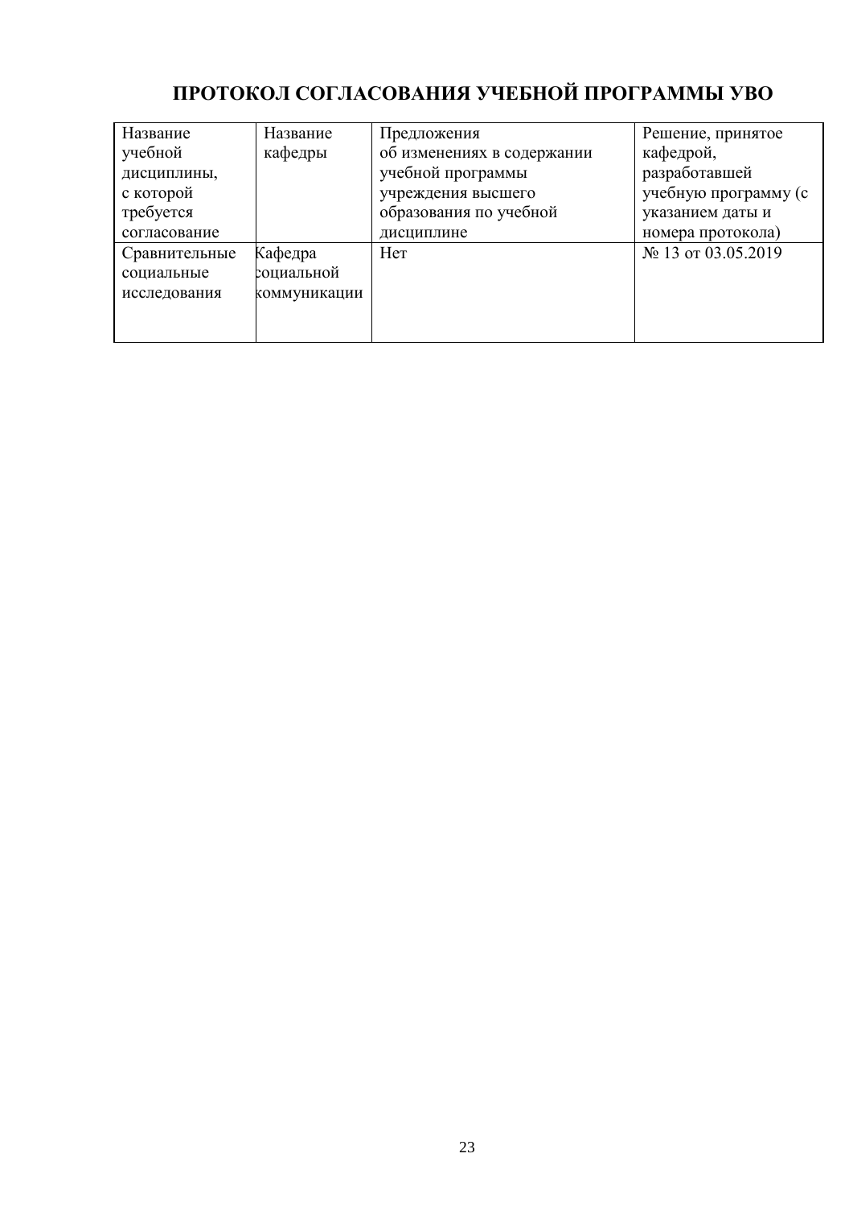# ПРОТОКОЛ СОГЛАСОВАНИЯ УЧЕБНОЙ ПРОГРАММЫ УВО

| Название учебной дисциплины, с которой требуется согласование | Название кафедры | Предложения об изменениях в содержании учебной программы учреждения высшего образования по учебной дисциплине | Решение, принятое кафедрой, разработавшей учебную программу (с указанием даты и номера протокола) |
|---|---|---|---|
| Сравнительные социальные исследования | Кафедра социальной коммуникации | Нет | № 13 от 03.05.2019 |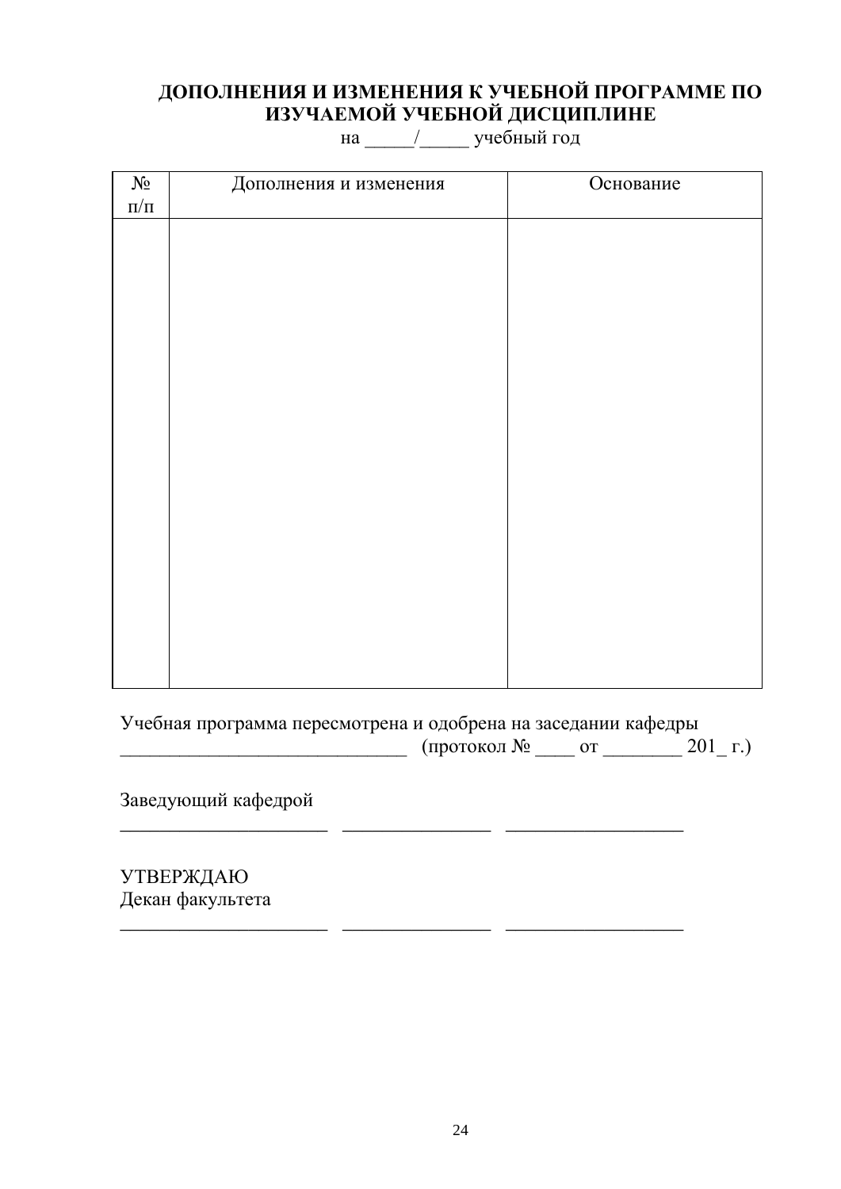# ДОПОЛНЕНИЯ И ИЗМЕНЕНИЯ К УЧЕБНОЙ ПРОГРАММЕ ПО ИЗУЧАЕМОЙ УЧЕБНОЙ ДИСЦИПЛИНЕ

на _____/_____ учебный год

| № п/п | Дополнения и изменения | Основание |
|---|---|---|
| | | |

Учебная программа пересмотрена и одобрена на заседании кафедры
______________________________ (протокол № ____ от ________ 201_ г.)

Заведующий кафедрой
______________________ _______________ __________________

УТВЕРЖДАЮ
Декан факультета
______________________ _______________ __________________